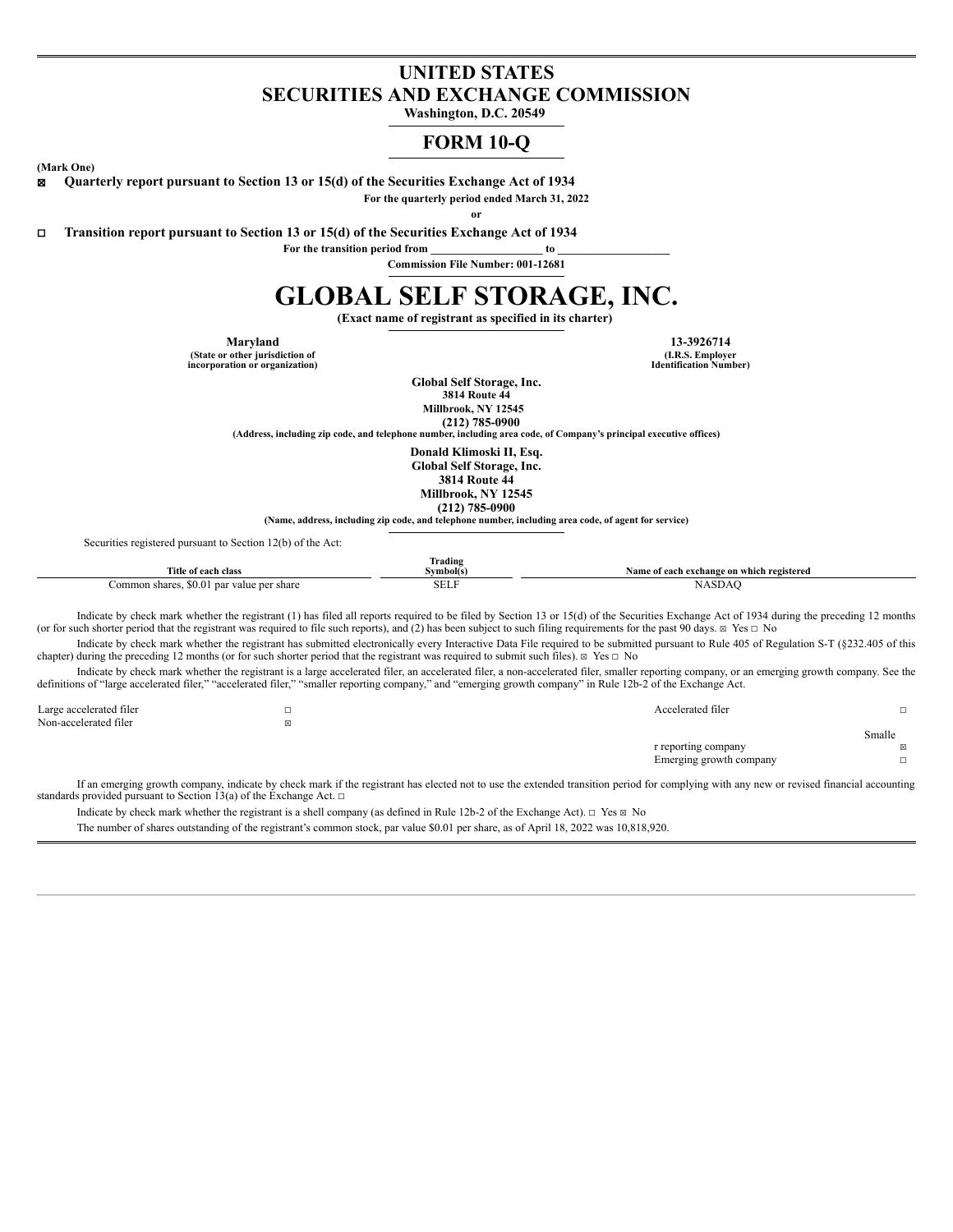# UNITED STATES
# SECURITIES AND EXCHANGE COMMISSION

**Washington, D.C. 20549**

## FORM 10-Q

**(Mark One)**

☒ **Quarterly report pursuant to Section 13 or 15(d) of the Securities Exchange Act of 1934**

**For the quarterly period ended March 31, 2022**

**or**

☐ **Transition report pursuant to Section 13 or 15(d) of the Securities Exchange Act of 1934**

**For the transition period from \_\_\_\_\_\_\_\_\_\_\_\_\_\_\_\_\_\_\_ to \_\_\_\_\_\_\_\_\_\_\_\_\_\_\_\_\_\_\_**

**Commission File Number: 001-12681**

# GLOBAL SELF STORAGE, INC.

**(Exact name of registrant as specified in its charter)**

| **Maryland** | **13-3926714** |
|---|---|
| **(State or other jurisdiction of incorporation or organization)** | **(I.R.S. Employer Identification Number)** |

**Global Self Storage, Inc.**
**3814 Route 44**
**Millbrook, NY 12545**
**(212) 785-0900**
**(Address, including zip code, and telephone number, including area code, of Company's principal executive offices)**

**Donald Klimoski II, Esq.**
**Global Self Storage, Inc.**
**3814 Route 44**
**Millbrook, NY 12545**
**(212) 785-0900**
**(Name, address, including zip code, and telephone number, including area code, of agent for service)**

Securities registered pursuant to Section 12(b) of the Act:

| Title of each class | Trading Symbol(s) | Name of each exchange on which registered |
|---|---|---|
| Common shares, $0.01 par value per share | SELF | NASDAQ |

Indicate by check mark whether the registrant (1) has filed all reports required to be filed by Section 13 or 15(d) of the Securities Exchange Act of 1934 during the preceding 12 months (or for such shorter period that the registrant was required to file such reports), and (2) has been subject to such filing requirements for the past 90 days. ☒ Yes ☐ No

Indicate by check mark whether the registrant has submitted electronically every Interactive Data File required to be submitted pursuant to Rule 405 of Regulation S-T (§232.405 of this chapter) during the preceding 12 months (or for such shorter period that the registrant was required to submit such files). ☒ Yes ☐ No

Indicate by check mark whether the registrant is a large accelerated filer, an accelerated filer, a non-accelerated filer, smaller reporting company, or an emerging growth company. See the definitions of "large accelerated filer," "accelerated filer," "smaller reporting company," and "emerging growth company" in Rule 12b-2 of the Exchange Act.

| | | | |
|---|---|---|---|
| Large accelerated filer | ☐ | Accelerated filer | ☐ |
| Non-accelerated filer | ☒ | Smaller reporting company | ☒ |
| | | Emerging growth company | ☐ |

If an emerging growth company, indicate by check mark if the registrant has elected not to use the extended transition period for complying with any new or revised financial accounting standards provided pursuant to Section 13(a) of the Exchange Act. ☐

Indicate by check mark whether the registrant is a shell company (as defined in Rule 12b-2 of the Exchange Act). ☐ Yes ☒ No

The number of shares outstanding of the registrant's common stock, par value $0.01 per share, as of April 18, 2022 was 10,818,920.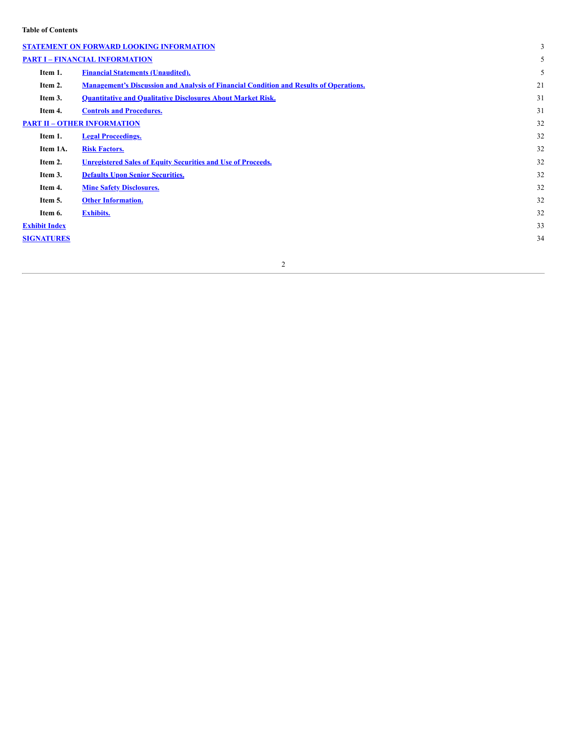**Table of Contents**

| | | |
|---|---|---|
| **STATEMENT ON FORWARD LOOKING INFORMATION** | | 3 |
| **PART I – FINANCIAL INFORMATION** | | 5 |
| **Item 1.** | **Financial Statements (Unaudited).** | 5 |
| **Item 2.** | **Management's Discussion and Analysis of Financial Condition and Results of Operations.** | 21 |
| **Item 3.** | **Quantitative and Qualitative Disclosures About Market Risk.** | 31 |
| **Item 4.** | **Controls and Procedures.** | 31 |
| **PART II – OTHER INFORMATION** | | 32 |
| **Item 1.** | **Legal Proceedings.** | 32 |
| **Item 1A.** | **Risk Factors.** | 32 |
| **Item 2.** | **Unregistered Sales of Equity Securities and Use of Proceeds.** | 32 |
| **Item 3.** | **Defaults Upon Senior Securities.** | 32 |
| **Item 4.** | **Mine Safety Disclosures.** | 32 |
| **Item 5.** | **Other Information.** | 32 |
| **Item 6.** | **Exhibits.** | 32 |
| **Exhibit Index** | | 33 |
| **SIGNATURES** | | 34 |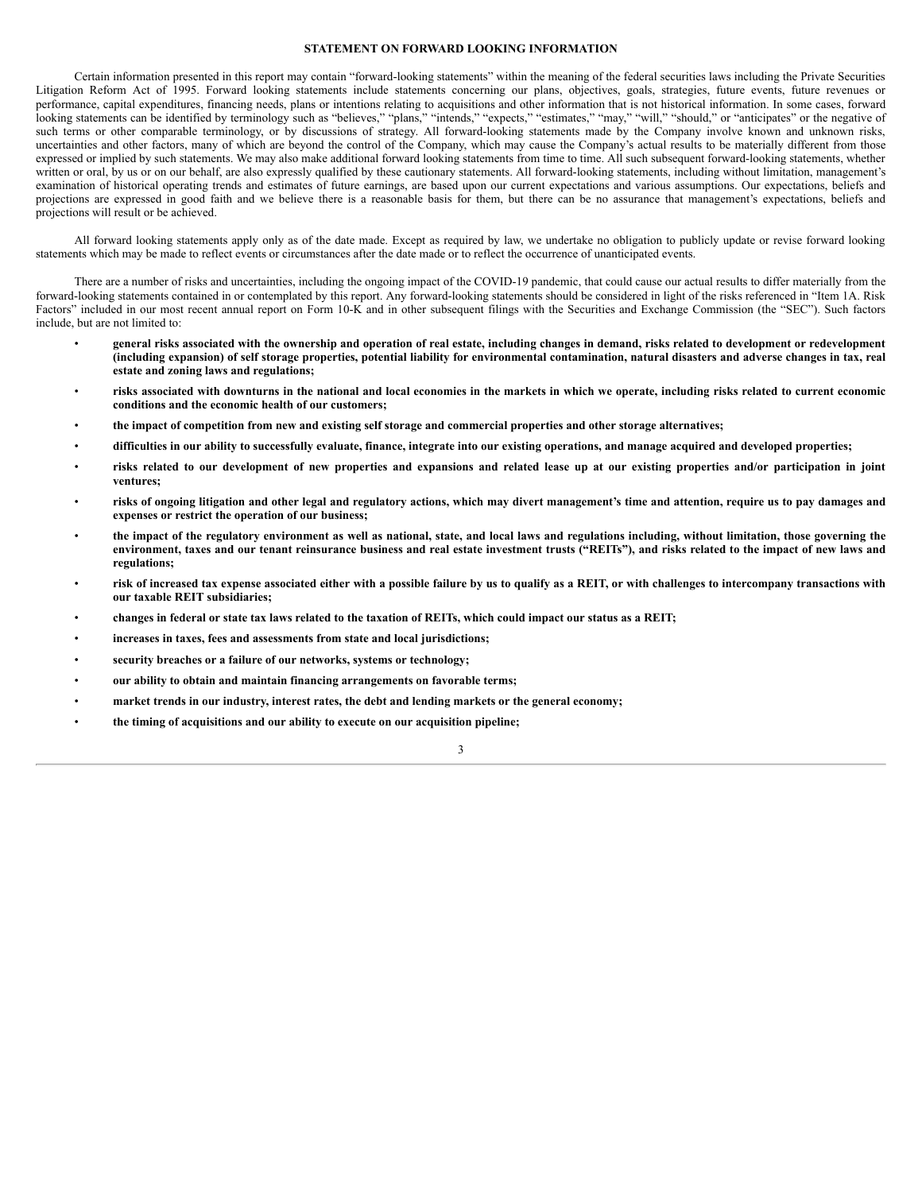## STATEMENT ON FORWARD LOOKING INFORMATION

Certain information presented in this report may contain "forward-looking statements" within the meaning of the federal securities laws including the Private Securities Litigation Reform Act of 1995. Forward looking statements include statements concerning our plans, objectives, goals, strategies, future events, future revenues or performance, capital expenditures, financing needs, plans or intentions relating to acquisitions and other information that is not historical information. In some cases, forward looking statements can be identified by terminology such as "believes," "plans," "intends," "expects," "estimates," "may," "will," "should," or "anticipates" or the negative of such terms or other comparable terminology, or by discussions of strategy. All forward-looking statements made by the Company involve known and unknown risks, uncertainties and other factors, many of which are beyond the control of the Company, which may cause the Company's actual results to be materially different from those expressed or implied by such statements. We may also make additional forward looking statements from time to time. All such subsequent forward-looking statements, whether written or oral, by us or on our behalf, are also expressly qualified by these cautionary statements. All forward-looking statements, including without limitation, management's examination of historical operating trends and estimates of future earnings, are based upon our current expectations and various assumptions. Our expectations, beliefs and projections are expressed in good faith and we believe there is a reasonable basis for them, but there can be no assurance that management's expectations, beliefs and projections will result or be achieved.

All forward looking statements apply only as of the date made. Except as required by law, we undertake no obligation to publicly update or revise forward looking statements which may be made to reflect events or circumstances after the date made or to reflect the occurrence of unanticipated events.

There are a number of risks and uncertainties, including the ongoing impact of the COVID-19 pandemic, that could cause our actual results to differ materially from the forward-looking statements contained in or contemplated by this report. Any forward-looking statements should be considered in light of the risks referenced in "Item 1A. Risk Factors" included in our most recent annual report on Form 10-K and in other subsequent filings with the Securities and Exchange Commission (the "SEC"). Such factors include, but are not limited to:

- **general risks associated with the ownership and operation of real estate, including changes in demand, risks related to development or redevelopment (including expansion) of self storage properties, potential liability for environmental contamination, natural disasters and adverse changes in tax, real estate and zoning laws and regulations;**
- **risks associated with downturns in the national and local economies in the markets in which we operate, including risks related to current economic conditions and the economic health of our customers;**
- **the impact of competition from new and existing self storage and commercial properties and other storage alternatives;**
- **difficulties in our ability to successfully evaluate, finance, integrate into our existing operations, and manage acquired and developed properties;**
- **risks related to our development of new properties and expansions and related lease up at our existing properties and/or participation in joint ventures;**
- **risks of ongoing litigation and other legal and regulatory actions, which may divert management's time and attention, require us to pay damages and expenses or restrict the operation of our business;**
- **the impact of the regulatory environment as well as national, state, and local laws and regulations including, without limitation, those governing the environment, taxes and our tenant reinsurance business and real estate investment trusts ("REITs"), and risks related to the impact of new laws and regulations;**
- **risk of increased tax expense associated either with a possible failure by us to qualify as a REIT, or with challenges to intercompany transactions with our taxable REIT subsidiaries;**
- **changes in federal or state tax laws related to the taxation of REITs, which could impact our status as a REIT;**
- **increases in taxes, fees and assessments from state and local jurisdictions;**
- **security breaches or a failure of our networks, systems or technology;**
- **our ability to obtain and maintain financing arrangements on favorable terms;**
- **market trends in our industry, interest rates, the debt and lending markets or the general economy;**
- **the timing of acquisitions and our ability to execute on our acquisition pipeline;**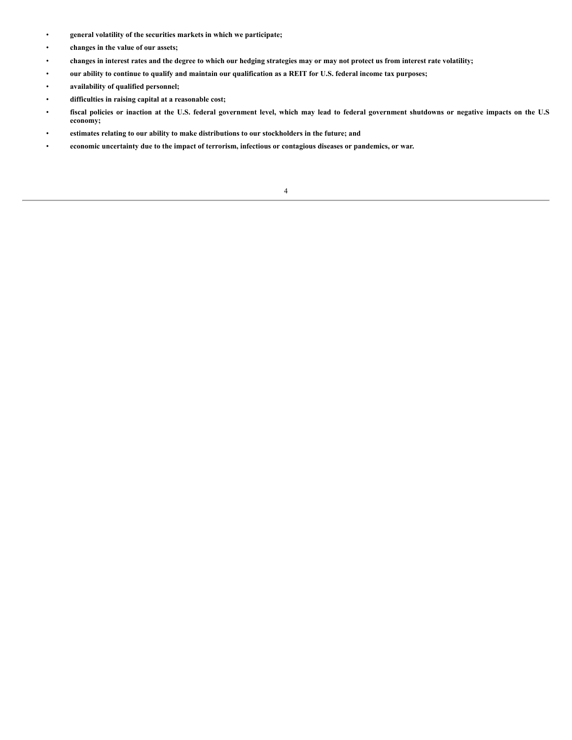- **general volatility of the securities markets in which we participate;**
- **changes in the value of our assets;**
- **changes in interest rates and the degree to which our hedging strategies may or may not protect us from interest rate volatility;**
- **our ability to continue to qualify and maintain our qualification as a REIT for U.S. federal income tax purposes;**
- **availability of qualified personnel;**
- **difficulties in raising capital at a reasonable cost;**
- **fiscal policies or inaction at the U.S. federal government level, which may lead to federal government shutdowns or negative impacts on the U.S economy;**
- **estimates relating to our ability to make distributions to our stockholders in the future; and**
- **economic uncertainty due to the impact of terrorism, infectious or contagious diseases or pandemics, or war.**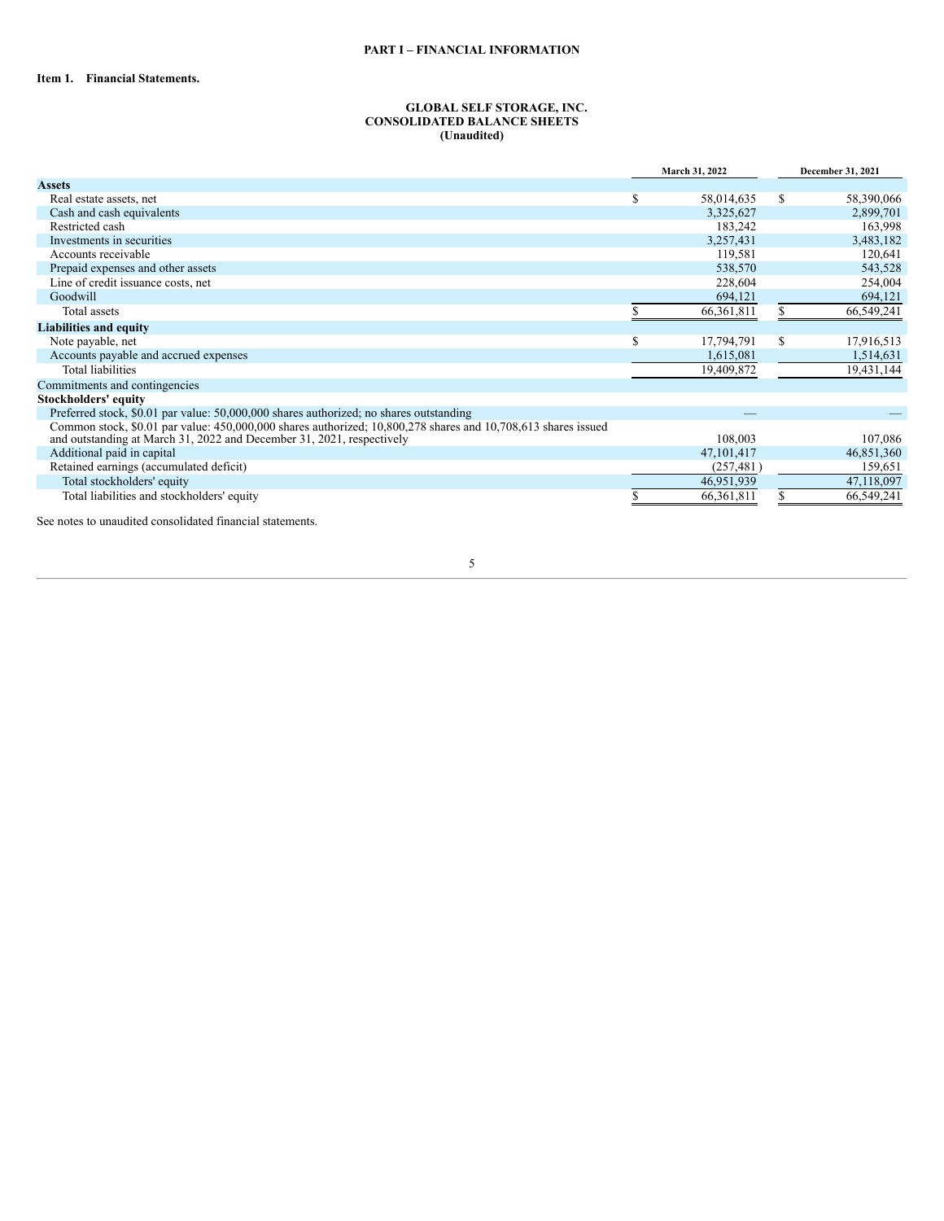# PART I – FINANCIAL INFORMATION

## Item 1. Financial Statements.

### GLOBAL SELF STORAGE, INC.
### CONSOLIDATED BALANCE SHEETS
### (Unaudited)

| | March 31, 2022 | December 31, 2021 |
|---|---|---|
| **Assets** | | |
| Real estate assets, net | $ 58,014,635 | $ 58,390,066 |
| Cash and cash equivalents | 3,325,627 | 2,899,701 |
| Restricted cash | 183,242 | 163,998 |
| Investments in securities | 3,257,431 | 3,483,182 |
| Accounts receivable | 119,581 | 120,641 |
| Prepaid expenses and other assets | 538,570 | 543,528 |
| Line of credit issuance costs, net | 228,604 | 254,004 |
| Goodwill | 694,121 | 694,121 |
| Total assets | $ 66,361,811 | $ 66,549,241 |
| **Liabilities and equity** | | |
| Note payable, net | $ 17,794,791 | $ 17,916,513 |
| Accounts payable and accrued expenses | 1,615,081 | 1,514,631 |
| Total liabilities | 19,409,872 | 19,431,144 |
| Commitments and contingencies | | |
| **Stockholders' equity** | | |
| Preferred stock, $0.01 par value: 50,000,000 shares authorized; no shares outstanding | — | — |
| Common stock, $0.01 par value: 450,000,000 shares authorized; 10,800,278 shares and 10,708,613 shares issued and outstanding at March 31, 2022 and December 31, 2021, respectively | 108,003 | 107,086 |
| Additional paid in capital | 47,101,417 | 46,851,360 |
| Retained earnings (accumulated deficit) | (257,481) | 159,651 |
| Total stockholders' equity | 46,951,939 | 47,118,097 |
| Total liabilities and stockholders' equity | $ 66,361,811 | $ 66,549,241 |

See notes to unaudited consolidated financial statements.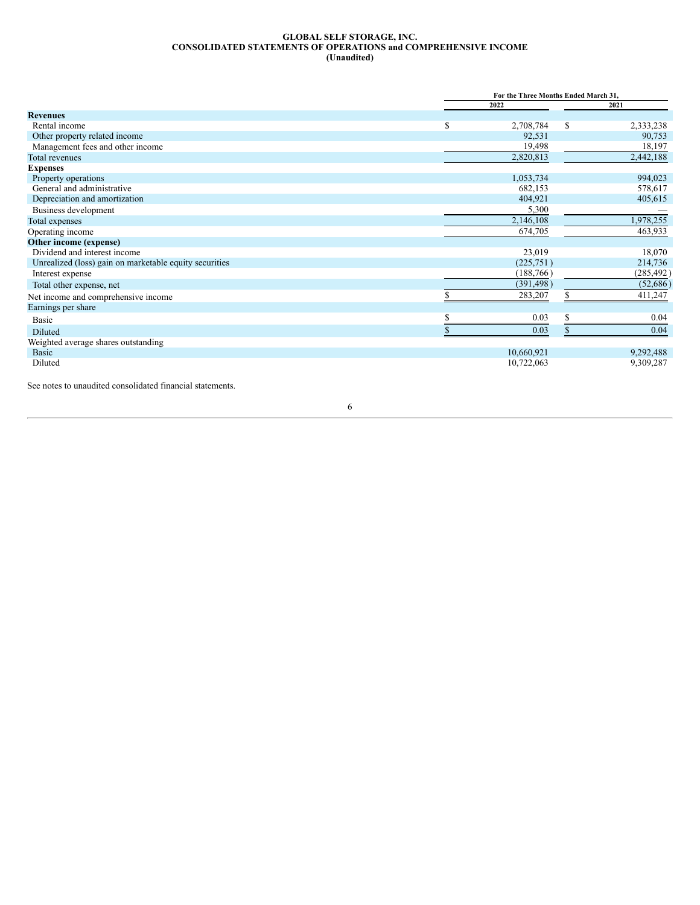**GLOBAL SELF STORAGE, INC.**
**CONSOLIDATED STATEMENTS OF OPERATIONS and COMPREHENSIVE INCOME**
**(Unaudited)**

| | For the Three Months Ended March 31, | |
|---|---|---|
| | 2022 | 2021 |
| **Revenues** | | |
| Rental income | $ 2,708,784 | $ 2,333,238 |
| Other property related income | 92,531 | 90,753 |
| Management fees and other income | 19,498 | 18,197 |
| Total revenues | 2,820,813 | 2,442,188 |
| **Expenses** | | |
| Property operations | 1,053,734 | 994,023 |
| General and administrative | 682,153 | 578,617 |
| Depreciation and amortization | 404,921 | 405,615 |
| Business development | 5,300 | — |
| Total expenses | 2,146,108 | 1,978,255 |
| Operating income | 674,705 | 463,933 |
| **Other income (expense)** | | |
| Dividend and interest income | 23,019 | 18,070 |
| Unrealized (loss) gain on marketable equity securities | (225,751) | 214,736 |
| Interest expense | (188,766) | (285,492) |
| Total other expense, net | (391,498) | (52,686) |
| Net income and comprehensive income | $ 283,207 | $ 411,247 |
| Earnings per share | | |
| Basic | $ 0.03 | $ 0.04 |
| Diluted | $ 0.03 | $ 0.04 |
| Weighted average shares outstanding | | |
| Basic | 10,660,921 | 9,292,488 |
| Diluted | 10,722,063 | 9,309,287 |

See notes to unaudited consolidated financial statements.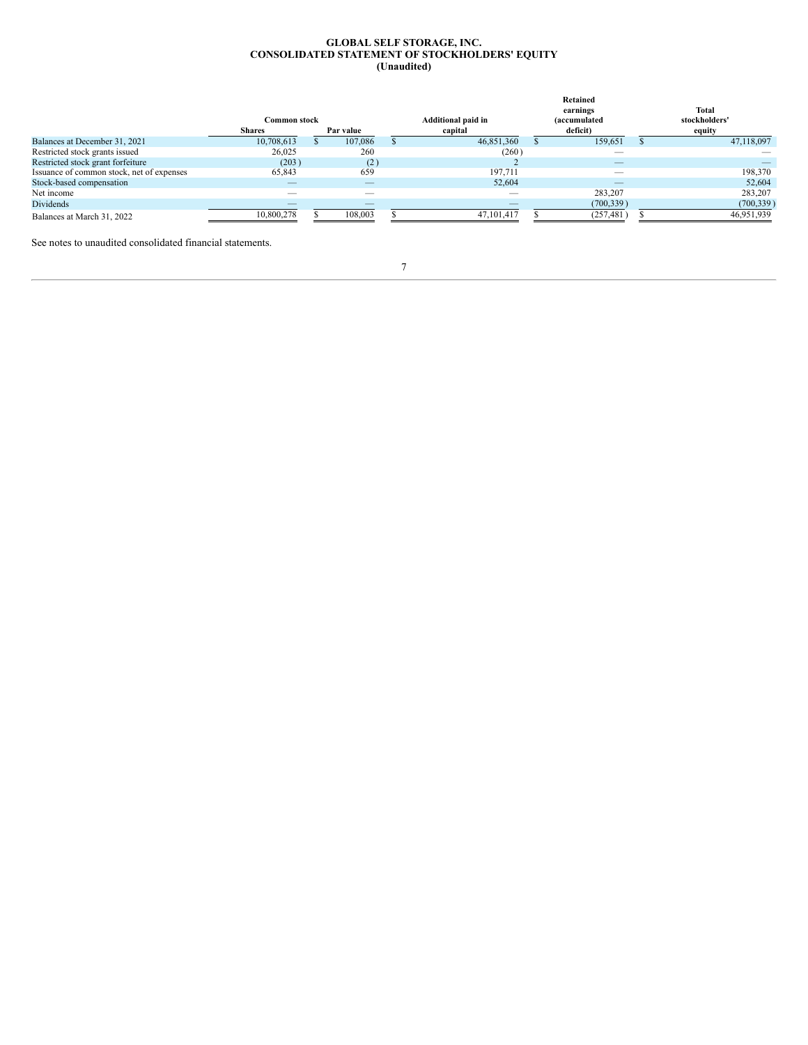**GLOBAL SELF STORAGE, INC.**
**CONSOLIDATED STATEMENT OF STOCKHOLDERS' EQUITY**
**(Unaudited)**

| | Common stock | | Additional paid in capital | Retained earnings (accumulated deficit) | Total stockholders' equity |
|---|---|---|---|---|---|
| | Shares | Par value | | | |
| Balances at December 31, 2021 | 10,708,613 | $ 107,086 | $ 46,851,360 | $ 159,651 | $ 47,118,097 |
| Restricted stock grants issued | 26,025 | 260 | (260) | — | — |
| Restricted stock grant forfeiture | (203) | (2) | 2 | — | — |
| Issuance of common stock, net of expenses | 65,843 | 659 | 197,711 | — | 198,370 |
| Stock-based compensation | — | — | 52,604 | — | 52,604 |
| Net income | — | — | — | 283,207 | 283,207 |
| Dividends | — | — | — | (700,339) | (700,339) |
| Balances at March 31, 2022 | 10,800,278 | $ 108,003 | $ 47,101,417 | $ (257,481) | $ 46,951,939 |

See notes to unaudited consolidated financial statements.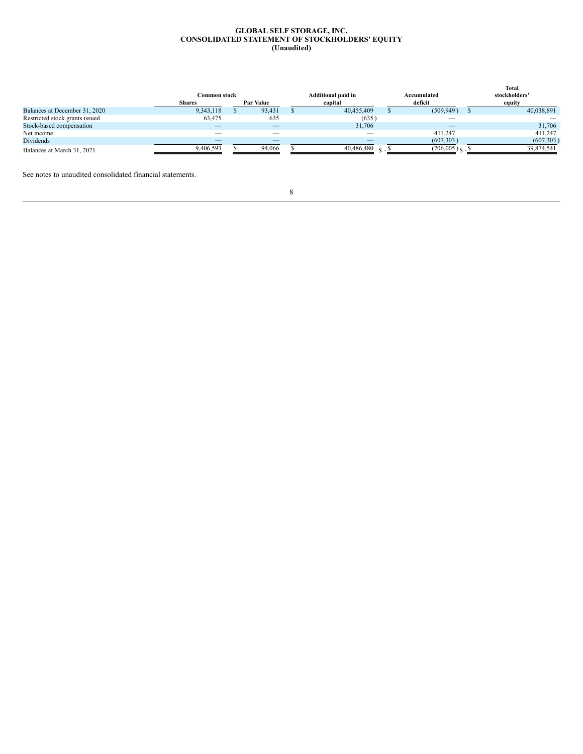**GLOBAL SELF STORAGE, INC.**
**CONSOLIDATED STATEMENT OF STOCKHOLDERS' EQUITY**
**(Unaudited)**

| | Common stock | | Additional paid in capital | Accumulated deficit | Total stockholders' equity |
|---|---|---|---|---|---|
| | Shares | Par Value | | | |
| Balances at December 31, 2020 | 9,343,118 | $ 93,431 | $ 40,455,409 | $ (509,949) | $ 40,038,891 |
| Restricted stock grants issued | 63,475 | 635 | (635) | — | — |
| Stock-based compensation | — | — | 31,706 | — | 31,706 |
| Net income | — | — | — | 411,247 | 411,247 |
| Dividends | — | — | — | (607,303) | (607,303) |
| Balances at March 31, 2021 | 9,406,593 | $ 94,066 | $ 40,486,480 | $ (706,005) | $ 39,874,541 |

See notes to unaudited consolidated financial statements.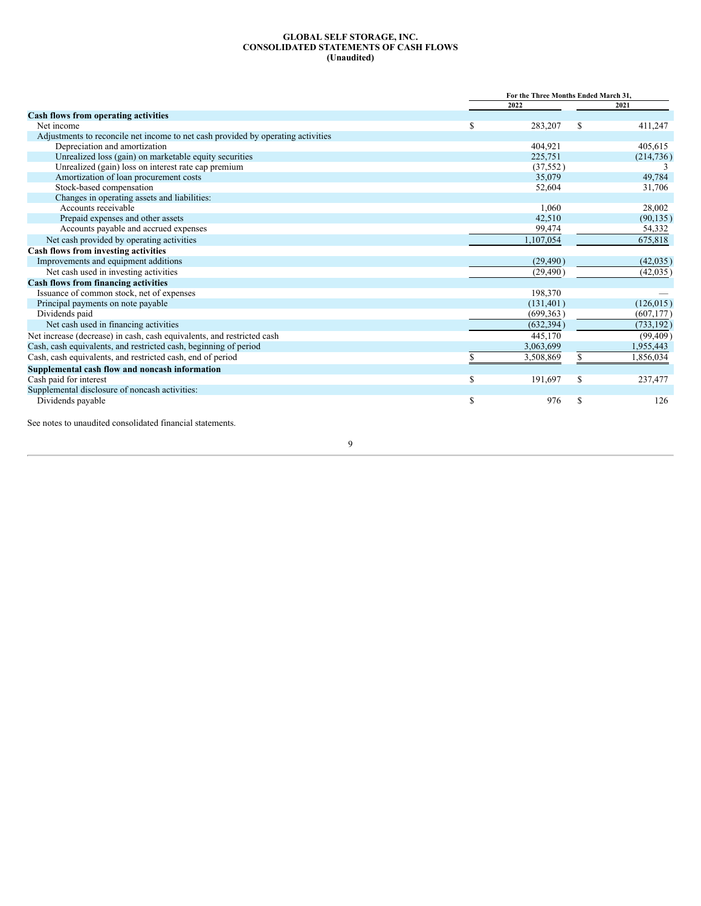**GLOBAL SELF STORAGE, INC.**
**CONSOLIDATED STATEMENTS OF CASH FLOWS**
**(Unaudited)**

| | For the Three Months Ended March 31, | |
|---|---|---|
| | 2022 | 2021 |
| **Cash flows from operating activities** | | |
| Net income | $ 283,207 | $ 411,247 |
| Adjustments to reconcile net income to net cash provided by operating activities | | |
| Depreciation and amortization | 404,921 | 405,615 |
| Unrealized loss (gain) on marketable equity securities | 225,751 | (214,736) |
| Unrealized (gain) loss on interest rate cap premium | (37,552) | 3 |
| Amortization of loan procurement costs | 35,079 | 49,784 |
| Stock-based compensation | 52,604 | 31,706 |
| Changes in operating assets and liabilities: | | |
| Accounts receivable | 1,060 | 28,002 |
| Prepaid expenses and other assets | 42,510 | (90,135) |
| Accounts payable and accrued expenses | 99,474 | 54,332 |
| Net cash provided by operating activities | 1,107,054 | 675,818 |
| **Cash flows from investing activities** | | |
| Improvements and equipment additions | (29,490) | (42,035) |
| Net cash used in investing activities | (29,490) | (42,035) |
| **Cash flows from financing activities** | | |
| Issuance of common stock, net of expenses | 198,370 | — |
| Principal payments on note payable | (131,401) | (126,015) |
| Dividends paid | (699,363) | (607,177) |
| Net cash used in financing activities | (632,394) | (733,192) |
| Net increase (decrease) in cash, cash equivalents, and restricted cash | 445,170 | (99,409) |
| Cash, cash equivalents, and restricted cash, beginning of period | 3,063,699 | 1,955,443 |
| Cash, cash equivalents, and restricted cash, end of period | $ 3,508,869 | $ 1,856,034 |
| **Supplemental cash flow and noncash information** | | |
| Cash paid for interest | $ 191,697 | $ 237,477 |
| Supplemental disclosure of noncash activities: | | |
| Dividends payable | $ 976 | $ 126 |

See notes to unaudited consolidated financial statements.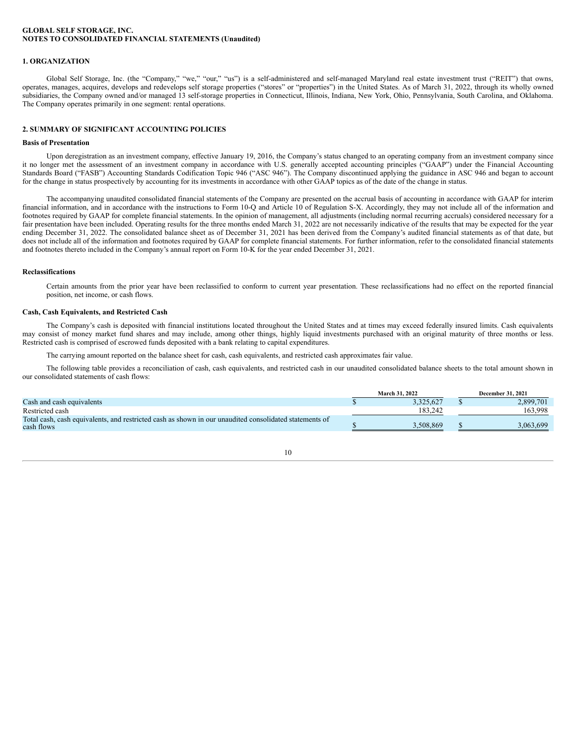**GLOBAL SELF STORAGE, INC.**
**NOTES TO CONSOLIDATED FINANCIAL STATEMENTS (Unaudited)**

## 1. ORGANIZATION

Global Self Storage, Inc. (the "Company," "we," "our," "us") is a self-administered and self-managed Maryland real estate investment trust ("REIT") that owns, operates, manages, acquires, develops and redevelops self storage properties ("stores" or "properties") in the United States. As of March 31, 2022, through its wholly owned subsidiaries, the Company owned and/or managed 13 self-storage properties in Connecticut, Illinois, Indiana, New York, Ohio, Pennsylvania, South Carolina, and Oklahoma. The Company operates primarily in one segment: rental operations.

## 2. SUMMARY OF SIGNIFICANT ACCOUNTING POLICIES

### Basis of Presentation

Upon deregistration as an investment company, effective January 19, 2016, the Company's status changed to an operating company from an investment company since it no longer met the assessment of an investment company in accordance with U.S. generally accepted accounting principles ("GAAP") under the Financial Accounting Standards Board ("FASB") Accounting Standards Codification Topic 946 ("ASC 946"). The Company discontinued applying the guidance in ASC 946 and began to account for the change in status prospectively by accounting for its investments in accordance with other GAAP topics as of the date of the change in status.

The accompanying unaudited consolidated financial statements of the Company are presented on the accrual basis of accounting in accordance with GAAP for interim financial information, and in accordance with the instructions to Form 10-Q and Article 10 of Regulation S-X. Accordingly, they may not include all of the information and footnotes required by GAAP for complete financial statements. In the opinion of management, all adjustments (including normal recurring accruals) considered necessary for a fair presentation have been included. Operating results for the three months ended March 31, 2022 are not necessarily indicative of the results that may be expected for the year ending December 31, 2022. The consolidated balance sheet as of December 31, 2021 has been derived from the Company's audited financial statements as of that date, but does not include all of the information and footnotes required by GAAP for complete financial statements. For further information, refer to the consolidated financial statements and footnotes thereto included in the Company's annual report on Form 10-K for the year ended December 31, 2021.

### Reclassifications

Certain amounts from the prior year have been reclassified to conform to current year presentation. These reclassifications had no effect on the reported financial position, net income, or cash flows.

### Cash, Cash Equivalents, and Restricted Cash

The Company's cash is deposited with financial institutions located throughout the United States and at times may exceed federally insured limits. Cash equivalents may consist of money market fund shares and may include, among other things, highly liquid investments purchased with an original maturity of three months or less. Restricted cash is comprised of escrowed funds deposited with a bank relating to capital expenditures.

The carrying amount reported on the balance sheet for cash, cash equivalents, and restricted cash approximates fair value.

The following table provides a reconciliation of cash, cash equivalents, and restricted cash in our unaudited consolidated balance sheets to the total amount shown in our consolidated statements of cash flows:

| | March 31, 2022 | December 31, 2021 |
|---|---|---|
| Cash and cash equivalents | $ 3,325,627 | $ 2,899,701 |
| Restricted cash | 183,242 | 163,998 |
| Total cash, cash equivalents, and restricted cash as shown in our unaudited consolidated statements of cash flows | $ 3,508,869 | $ 3,063,699 |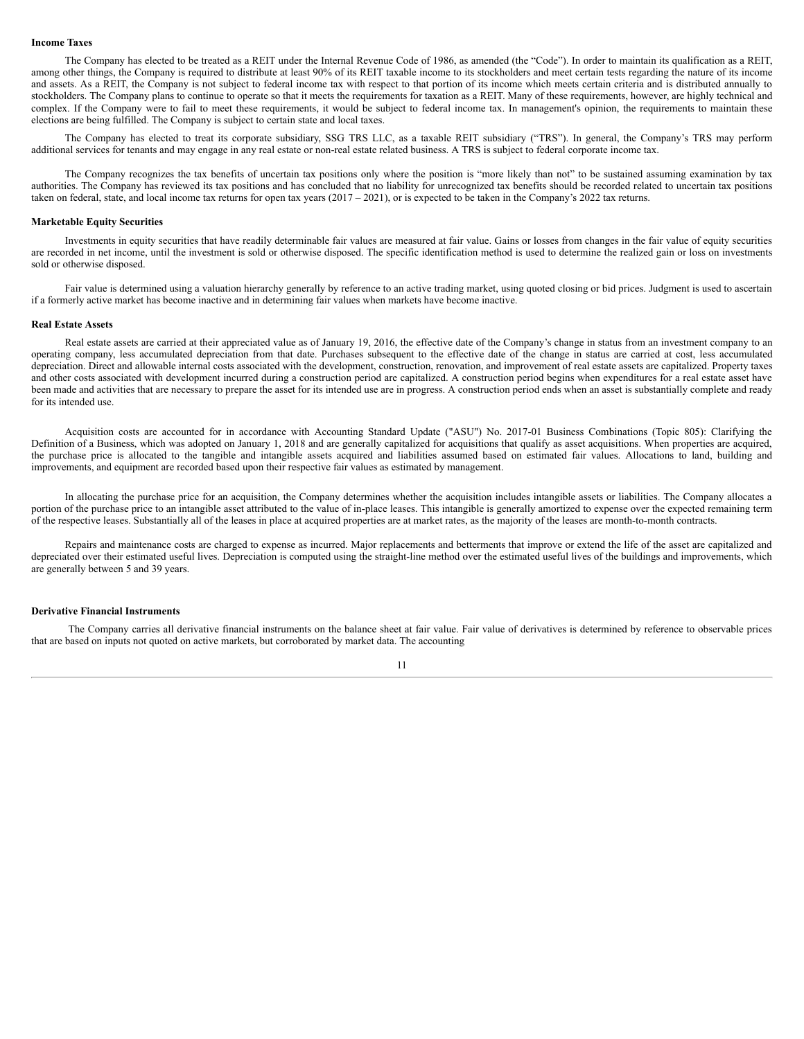**Income Taxes**

The Company has elected to be treated as a REIT under the Internal Revenue Code of 1986, as amended (the "Code"). In order to maintain its qualification as a REIT, among other things, the Company is required to distribute at least 90% of its REIT taxable income to its stockholders and meet certain tests regarding the nature of its income and assets. As a REIT, the Company is not subject to federal income tax with respect to that portion of its income which meets certain criteria and is distributed annually to stockholders. The Company plans to continue to operate so that it meets the requirements for taxation as a REIT. Many of these requirements, however, are highly technical and complex. If the Company were to fail to meet these requirements, it would be subject to federal income tax. In management's opinion, the requirements to maintain these elections are being fulfilled. The Company is subject to certain state and local taxes.

The Company has elected to treat its corporate subsidiary, SSG TRS LLC, as a taxable REIT subsidiary ("TRS"). In general, the Company's TRS may perform additional services for tenants and may engage in any real estate or non-real estate related business. A TRS is subject to federal corporate income tax.

The Company recognizes the tax benefits of uncertain tax positions only where the position is "more likely than not" to be sustained assuming examination by tax authorities. The Company has reviewed its tax positions and has concluded that no liability for unrecognized tax benefits should be recorded related to uncertain tax positions taken on federal, state, and local income tax returns for open tax years (2017 – 2021), or is expected to be taken in the Company's 2022 tax returns.

**Marketable Equity Securities**

Investments in equity securities that have readily determinable fair values are measured at fair value. Gains or losses from changes in the fair value of equity securities are recorded in net income, until the investment is sold or otherwise disposed. The specific identification method is used to determine the realized gain or loss on investments sold or otherwise disposed.

Fair value is determined using a valuation hierarchy generally by reference to an active trading market, using quoted closing or bid prices. Judgment is used to ascertain if a formerly active market has become inactive and in determining fair values when markets have become inactive.

**Real Estate Assets**

Real estate assets are carried at their appreciated value as of January 19, 2016, the effective date of the Company's change in status from an investment company to an operating company, less accumulated depreciation from that date. Purchases subsequent to the effective date of the change in status are carried at cost, less accumulated depreciation. Direct and allowable internal costs associated with the development, construction, renovation, and improvement of real estate assets are capitalized. Property taxes and other costs associated with development incurred during a construction period are capitalized. A construction period begins when expenditures for a real estate asset have been made and activities that are necessary to prepare the asset for its intended use are in progress. A construction period ends when an asset is substantially complete and ready for its intended use.

Acquisition costs are accounted for in accordance with Accounting Standard Update ("ASU") No. 2017-01 Business Combinations (Topic 805): Clarifying the Definition of a Business, which was adopted on January 1, 2018 and are generally capitalized for acquisitions that qualify as asset acquisitions. When properties are acquired, the purchase price is allocated to the tangible and intangible assets acquired and liabilities assumed based on estimated fair values. Allocations to land, building and improvements, and equipment are recorded based upon their respective fair values as estimated by management.

In allocating the purchase price for an acquisition, the Company determines whether the acquisition includes intangible assets or liabilities. The Company allocates a portion of the purchase price to an intangible asset attributed to the value of in-place leases. This intangible is generally amortized to expense over the expected remaining term of the respective leases. Substantially all of the leases in place at acquired properties are at market rates, as the majority of the leases are month-to-month contracts.

Repairs and maintenance costs are charged to expense as incurred. Major replacements and betterments that improve or extend the life of the asset are capitalized and depreciated over their estimated useful lives. Depreciation is computed using the straight-line method over the estimated useful lives of the buildings and improvements, which are generally between 5 and 39 years.

**Derivative Financial Instruments**

The Company carries all derivative financial instruments on the balance sheet at fair value. Fair value of derivatives is determined by reference to observable prices that are based on inputs not quoted on active markets, but corroborated by market data. The accounting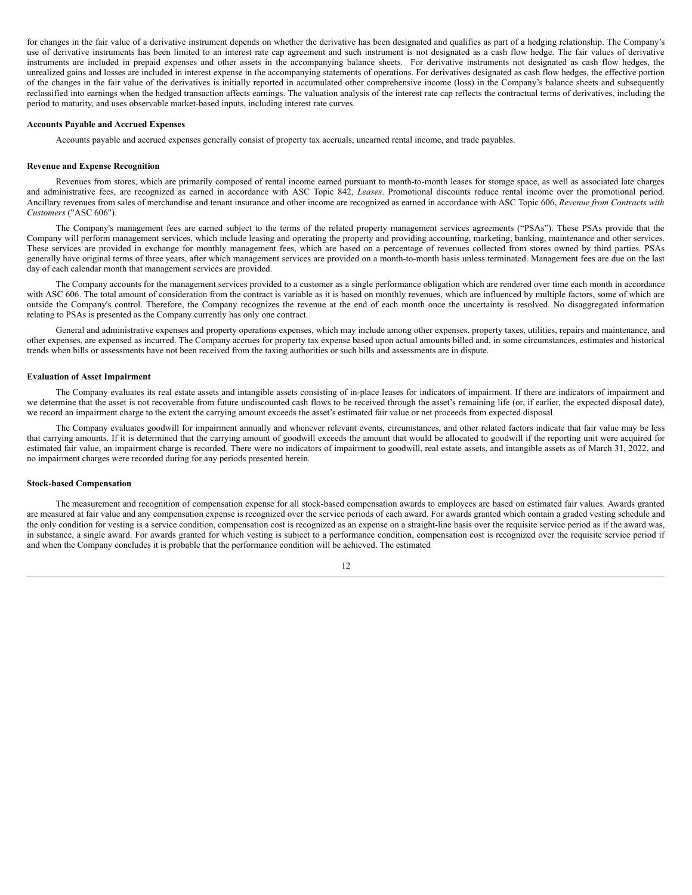for changes in the fair value of a derivative instrument depends on whether the derivative has been designated and qualifies as part of a hedging relationship. The Company's use of derivative instruments has been limited to an interest rate cap agreement and such instrument is not designated as a cash flow hedge. The fair values of derivative instruments are included in prepaid expenses and other assets in the accompanying balance sheets. For derivative instruments not designated as cash flow hedges, the unrealized gains and losses are included in interest expense in the accompanying statements of operations. For derivatives designated as cash flow hedges, the effective portion of the changes in the fair value of the derivatives is initially reported in accumulated other comprehensive income (loss) in the Company's balance sheets and subsequently reclassified into earnings when the hedged transaction affects earnings. The valuation analysis of the interest rate cap reflects the contractual terms of derivatives, including the period to maturity, and uses observable market-based inputs, including interest rate curves.

**Accounts Payable and Accrued Expenses**

Accounts payable and accrued expenses generally consist of property tax accruals, unearned rental income, and trade payables.

**Revenue and Expense Recognition**

Revenues from stores, which are primarily composed of rental income earned pursuant to month-to-month leases for storage space, as well as associated late charges and administrative fees, are recognized as earned in accordance with ASC Topic 842, *Leases*. Promotional discounts reduce rental income over the promotional period. Ancillary revenues from sales of merchandise and tenant insurance and other income are recognized as earned in accordance with ASC Topic 606, *Revenue from Contracts with Customers* ("ASC 606").

The Company's management fees are earned subject to the terms of the related property management services agreements ("PSAs"). These PSAs provide that the Company will perform management services, which include leasing and operating the property and providing accounting, marketing, banking, maintenance and other services. These services are provided in exchange for monthly management fees, which are based on a percentage of revenues collected from stores owned by third parties. PSAs generally have original terms of three years, after which management services are provided on a month-to-month basis unless terminated. Management fees are due on the last day of each calendar month that management services are provided.

The Company accounts for the management services provided to a customer as a single performance obligation which are rendered over time each month in accordance with ASC 606. The total amount of consideration from the contract is variable as it is based on monthly revenues, which are influenced by multiple factors, some of which are outside the Company's control. Therefore, the Company recognizes the revenue at the end of each month once the uncertainty is resolved. No disaggregated information relating to PSAs is presented as the Company currently has only one contract.

General and administrative expenses and property operations expenses, which may include among other expenses, property taxes, utilities, repairs and maintenance, and other expenses, are expensed as incurred. The Company accrues for property tax expense based upon actual amounts billed and, in some circumstances, estimates and historical trends when bills or assessments have not been received from the taxing authorities or such bills and assessments are in dispute.

**Evaluation of Asset Impairment**

The Company evaluates its real estate assets and intangible assets consisting of in-place leases for indicators of impairment. If there are indicators of impairment and we determine that the asset is not recoverable from future undiscounted cash flows to be received through the asset's remaining life (or, if earlier, the expected disposal date), we record an impairment charge to the extent the carrying amount exceeds the asset's estimated fair value or net proceeds from expected disposal.

The Company evaluates goodwill for impairment annually and whenever relevant events, circumstances, and other related factors indicate that fair value may be less that carrying amounts. If it is determined that the carrying amount of goodwill exceeds the amount that would be allocated to goodwill if the reporting unit were acquired for estimated fair value, an impairment charge is recorded. There were no indicators of impairment to goodwill, real estate assets, and intangible assets as of March 31, 2022, and no impairment charges were recorded during for any periods presented herein.

**Stock-based Compensation**

The measurement and recognition of compensation expense for all stock-based compensation awards to employees are based on estimated fair values. Awards granted are measured at fair value and any compensation expense is recognized over the service periods of each award. For awards granted which contain a graded vesting schedule and the only condition for vesting is a service condition, compensation cost is recognized as an expense on a straight-line basis over the requisite service period as if the award was, in substance, a single award. For awards granted for which vesting is subject to a performance condition, compensation cost is recognized over the requisite service period if and when the Company concludes it is probable that the performance condition will be achieved. The estimated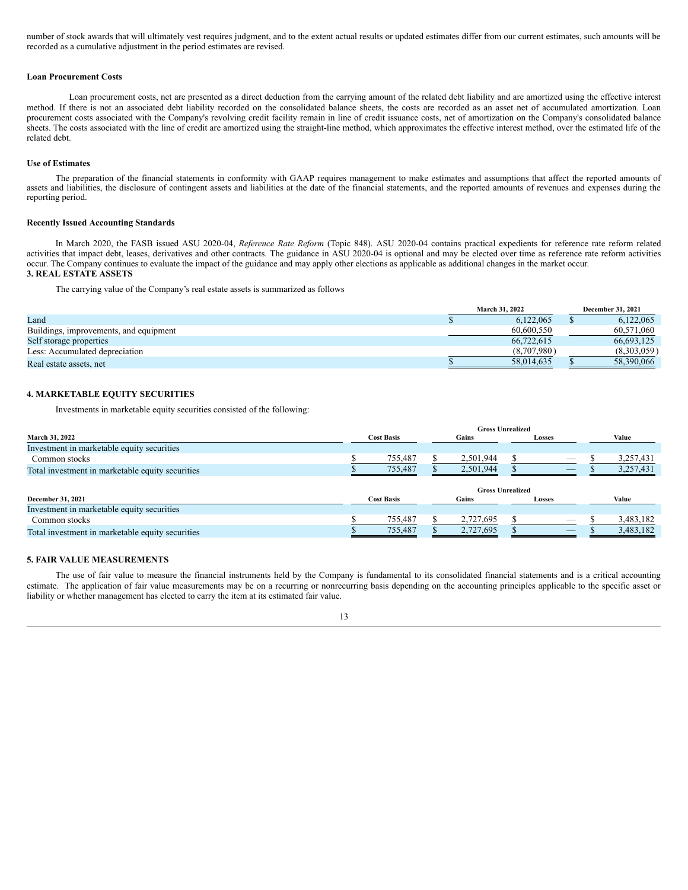number of stock awards that will ultimately vest requires judgment, and to the extent actual results or updated estimates differ from our current estimates, such amounts will be recorded as a cumulative adjustment in the period estimates are revised.

**Loan Procurement Costs**

Loan procurement costs, net are presented as a direct deduction from the carrying amount of the related debt liability and are amortized using the effective interest method. If there is not an associated debt liability recorded on the consolidated balance sheets, the costs are recorded as an asset net of accumulated amortization. Loan procurement costs associated with the Company's revolving credit facility remain in line of credit issuance costs, net of amortization on the Company's consolidated balance sheets. The costs associated with the line of credit are amortized using the straight-line method, which approximates the effective interest method, over the estimated life of the related debt.

**Use of Estimates**

The preparation of the financial statements in conformity with GAAP requires management to make estimates and assumptions that affect the reported amounts of assets and liabilities, the disclosure of contingent assets and liabilities at the date of the financial statements, and the reported amounts of revenues and expenses during the reporting period.

**Recently Issued Accounting Standards**

In March 2020, the FASB issued ASU 2020-04, *Reference Rate Reform* (Topic 848). ASU 2020-04 contains practical expedients for reference rate reform related activities that impact debt, leases, derivatives and other contracts. The guidance in ASU 2020-04 is optional and may be elected over time as reference rate reform activities occur. The Company continues to evaluate the impact of the guidance and may apply other elections as applicable as additional changes in the market occur.

**3. REAL ESTATE ASSETS**

The carrying value of the Company's real estate assets is summarized as follows

| | March 31, 2022 | December 31, 2021 |
|---|---|---|
| Land | $ 6,122,065 | $ 6,122,065 |
| Buildings, improvements, and equipment | 60,600,550 | 60,571,060 |
| Self storage properties | 66,722,615 | 66,693,125 |
| Less: Accumulated depreciation | (8,707,980) | (8,303,059) |
| Real estate assets, net | $ 58,014,635 | $ 58,390,066 |

**4. MARKETABLE EQUITY SECURITIES**

Investments in marketable equity securities consisted of the following:

| | | Gross Unrealized | | |
|---|---|---|---|---|
| **March 31, 2022** | **Cost Basis** | **Gains** | **Losses** | **Value** |
| Investment in marketable equity securities | | | | |
| Common stocks | $ 755,487 | $ 2,501,944 | $ — | $ 3,257,431 |
| Total investment in marketable equity securities | $ 755,487 | $ 2,501,944 | $ — | $ 3,257,431 |

| | | Gross Unrealized | | |
|---|---|---|---|---|
| **December 31, 2021** | **Cost Basis** | **Gains** | **Losses** | **Value** |
| Investment in marketable equity securities | | | | |
| Common stocks | $ 755,487 | $ 2,727,695 | $ — | $ 3,483,182 |
| Total investment in marketable equity securities | $ 755,487 | $ 2,727,695 | $ — | $ 3,483,182 |

**5. FAIR VALUE MEASUREMENTS**

The use of fair value to measure the financial instruments held by the Company is fundamental to its consolidated financial statements and is a critical accounting estimate. The application of fair value measurements may be on a recurring or nonrecurring basis depending on the accounting principles applicable to the specific asset or liability or whether management has elected to carry the item at its estimated fair value.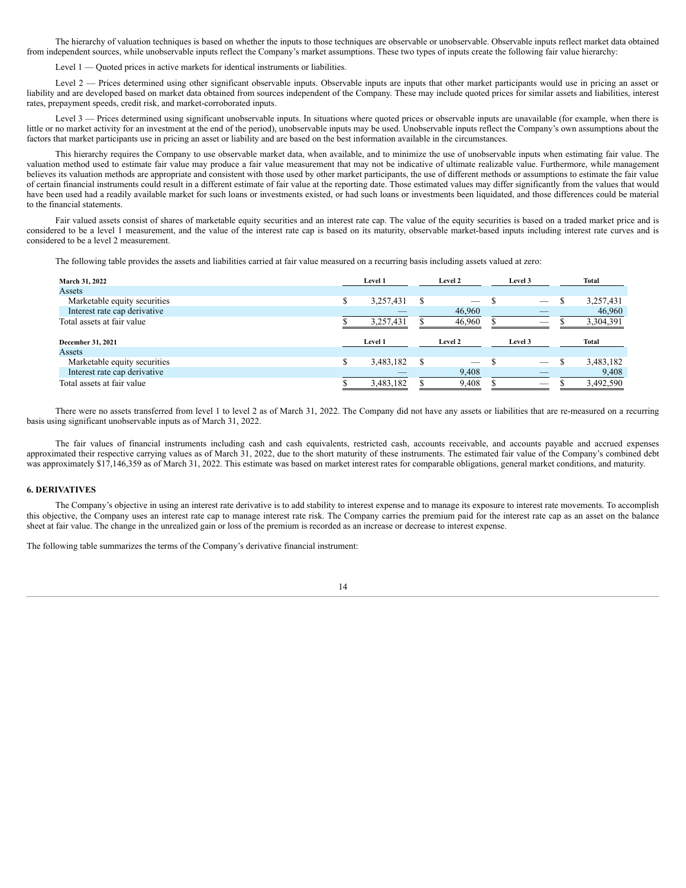The hierarchy of valuation techniques is based on whether the inputs to those techniques are observable or unobservable. Observable inputs reflect market data obtained from independent sources, while unobservable inputs reflect the Company's market assumptions. These two types of inputs create the following fair value hierarchy:

Level 1 — Quoted prices in active markets for identical instruments or liabilities.

Level 2 — Prices determined using other significant observable inputs. Observable inputs are inputs that other market participants would use in pricing an asset or liability and are developed based on market data obtained from sources independent of the Company. These may include quoted prices for similar assets and liabilities, interest rates, prepayment speeds, credit risk, and market-corroborated inputs.

Level 3 — Prices determined using significant unobservable inputs. In situations where quoted prices or observable inputs are unavailable (for example, when there is little or no market activity for an investment at the end of the period), unobservable inputs may be used. Unobservable inputs reflect the Company's own assumptions about the factors that market participants use in pricing an asset or liability and are based on the best information available in the circumstances.

This hierarchy requires the Company to use observable market data, when available, and to minimize the use of unobservable inputs when estimating fair value. The valuation method used to estimate fair value may produce a fair value measurement that may not be indicative of ultimate realizable value. Furthermore, while management believes its valuation methods are appropriate and consistent with those used by other market participants, the use of different methods or assumptions to estimate the fair value of certain financial instruments could result in a different estimate of fair value at the reporting date. Those estimated values may differ significantly from the values that would have been used had a readily available market for such loans or investments existed, or had such loans or investments been liquidated, and those differences could be material to the financial statements.

Fair valued assets consist of shares of marketable equity securities and an interest rate cap. The value of the equity securities is based on a traded market price and is considered to be a level 1 measurement, and the value of the interest rate cap is based on its maturity, observable market-based inputs including interest rate curves and is considered to be a level 2 measurement.

The following table provides the assets and liabilities carried at fair value measured on a recurring basis including assets valued at zero:

| **March 31, 2022** | **Level 1** | **Level 2** | **Level 3** | **Total** |
|---|---|---|---|---|
| Assets | | | | |
| Marketable equity securities | $ 3,257,431 | $ — | $ — | $ 3,257,431 |
| Interest rate cap derivative | — | 46,960 | — | 46,960 |
| Total assets at fair value | $ 3,257,431 | $ 46,960 | $ — | $ 3,304,391 |
| | | | | |
| **December 31, 2021** | **Level 1** | **Level 2** | **Level 3** | **Total** |
| Assets | | | | |
| Marketable equity securities | $ 3,483,182 | $ — | $ — | $ 3,483,182 |
| Interest rate cap derivative | — | 9,408 | — | 9,408 |
| Total assets at fair value | $ 3,483,182 | $ 9,408 | $ — | $ 3,492,590 |

There were no assets transferred from level 1 to level 2 as of March 31, 2022. The Company did not have any assets or liabilities that are re-measured on a recurring basis using significant unobservable inputs as of March 31, 2022.

The fair values of financial instruments including cash and cash equivalents, restricted cash, accounts receivable, and accounts payable and accrued expenses approximated their respective carrying values as of March 31, 2022, due to the short maturity of these instruments. The estimated fair value of the Company's combined debt was approximately $17,146,359 as of March 31, 2022. This estimate was based on market interest rates for comparable obligations, general market conditions, and maturity.

## 6. DERIVATIVES

The Company's objective in using an interest rate derivative is to add stability to interest expense and to manage its exposure to interest rate movements. To accomplish this objective, the Company uses an interest rate cap to manage interest rate risk. The Company carries the premium paid for the interest rate cap as an asset on the balance sheet at fair value. The change in the unrealized gain or loss of the premium is recorded as an increase or decrease to interest expense.

The following table summarizes the terms of the Company's derivative financial instrument: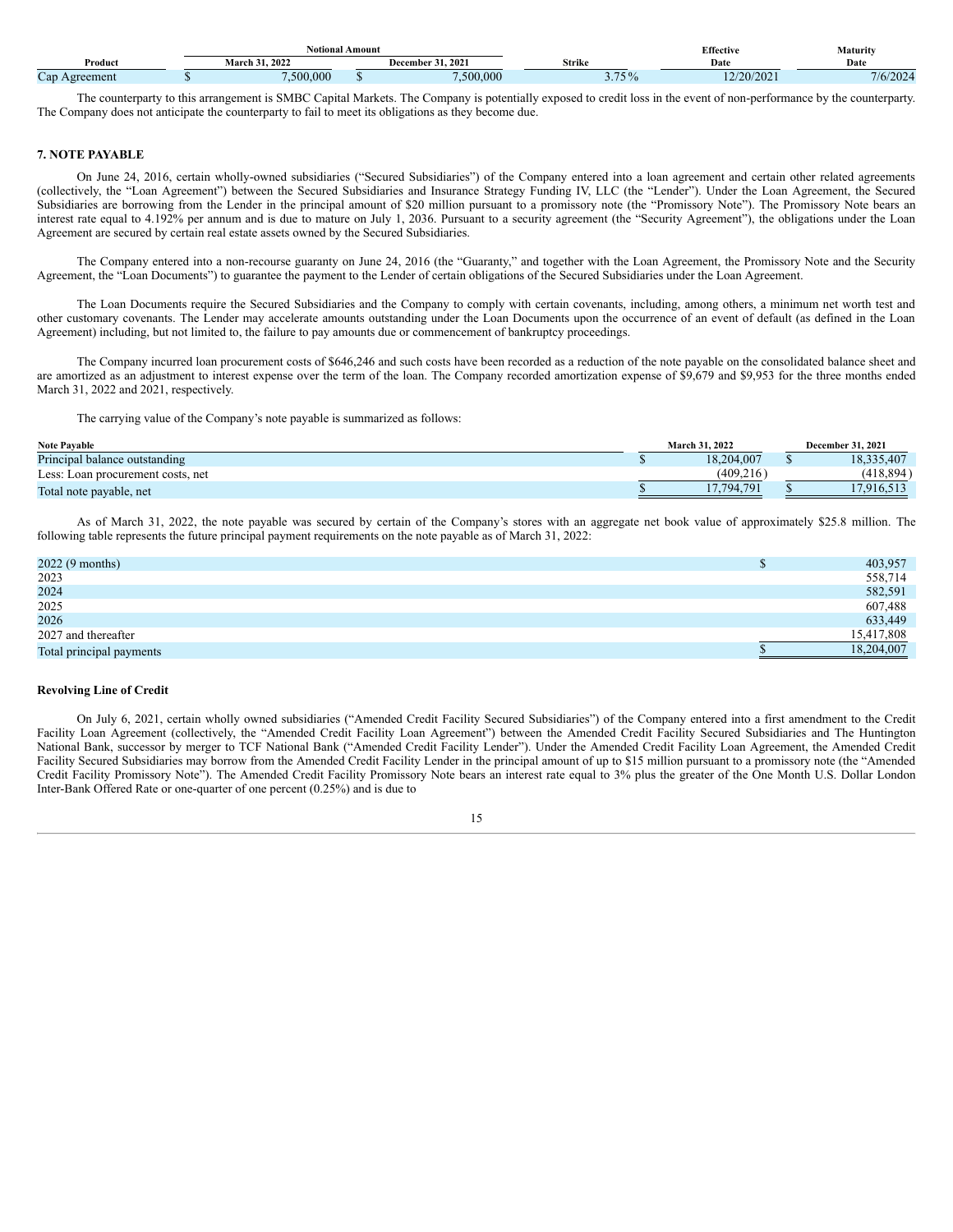| Product | Notional Amount | | Strike | Effective Date | Maturity Date |
|---|---|---|---|---|---|
| | March 31, 2022 | December 31, 2021 | | | |
| Cap Agreement | $ 7,500,000 | $ 7,500,000 | 3.75% | 12/20/2021 | 7/6/2024 |

The counterparty to this arrangement is SMBC Capital Markets. The Company is potentially exposed to credit loss in the event of non-performance by the counterparty. The Company does not anticipate the counterparty to fail to meet its obligations as they become due.

### 7. NOTE PAYABLE

On June 24, 2016, certain wholly-owned subsidiaries ("Secured Subsidiaries") of the Company entered into a loan agreement and certain other related agreements (collectively, the "Loan Agreement") between the Secured Subsidiaries and Insurance Strategy Funding IV, LLC (the "Lender"). Under the Loan Agreement, the Secured Subsidiaries are borrowing from the Lender in the principal amount of $20 million pursuant to a promissory note (the "Promissory Note"). The Promissory Note bears an interest rate equal to 4.192% per annum and is due to mature on July 1, 2036. Pursuant to a security agreement (the "Security Agreement"), the obligations under the Loan Agreement are secured by certain real estate assets owned by the Secured Subsidiaries.

The Company entered into a non-recourse guaranty on June 24, 2016 (the "Guaranty," and together with the Loan Agreement, the Promissory Note and the Security Agreement, the "Loan Documents") to guarantee the payment to the Lender of certain obligations of the Secured Subsidiaries under the Loan Agreement.

The Loan Documents require the Secured Subsidiaries and the Company to comply with certain covenants, including, among others, a minimum net worth test and other customary covenants. The Lender may accelerate amounts outstanding under the Loan Documents upon the occurrence of an event of default (as defined in the Loan Agreement) including, but not limited to, the failure to pay amounts due or commencement of bankruptcy proceedings.

The Company incurred loan procurement costs of $646,246 and such costs have been recorded as a reduction of the note payable on the consolidated balance sheet and are amortized as an adjustment to interest expense over the term of the loan. The Company recorded amortization expense of $9,679 and $9,953 for the three months ended March 31, 2022 and 2021, respectively.

The carrying value of the Company's note payable is summarized as follows:

| Note Payable | March 31, 2022 | December 31, 2021 |
|---|---|---|
| Principal balance outstanding | $ 18,204,007 | $ 18,335,407 |
| Less: Loan procurement costs, net | (409,216) | (418,894) |
| Total note payable, net | $ 17,794,791 | $ 17,916,513 |

As of March 31, 2022, the note payable was secured by certain of the Company's stores with an aggregate net book value of approximately $25.8 million. The following table represents the future principal payment requirements on the note payable as of March 31, 2022:

| | |
|---|---|
| 2022 (9 months) | $ 403,957 |
| 2023 | 558,714 |
| 2024 | 582,591 |
| 2025 | 607,488 |
| 2026 | 633,449 |
| 2027 and thereafter | 15,417,808 |
| Total principal payments | $ 18,204,007 |

#### Revolving Line of Credit

On July 6, 2021, certain wholly owned subsidiaries ("Amended Credit Facility Secured Subsidiaries") of the Company entered into a first amendment to the Credit Facility Loan Agreement (collectively, the "Amended Credit Facility Loan Agreement") between the Amended Credit Facility Secured Subsidiaries and The Huntington National Bank, successor by merger to TCF National Bank ("Amended Credit Facility Lender"). Under the Amended Credit Facility Loan Agreement, the Amended Credit Facility Secured Subsidiaries may borrow from the Amended Credit Facility Lender in the principal amount of up to $15 million pursuant to a promissory note (the "Amended Credit Facility Promissory Note"). The Amended Credit Facility Promissory Note bears an interest rate equal to 3% plus the greater of the One Month U.S. Dollar London Inter-Bank Offered Rate or one-quarter of one percent (0.25%) and is due to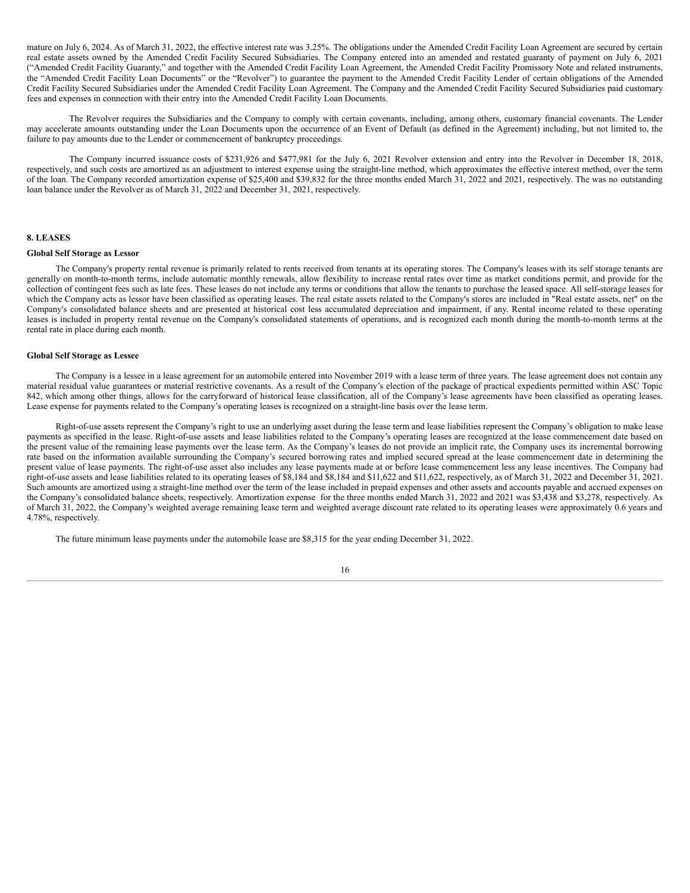mature on July 6, 2024. As of March 31, 2022, the effective interest rate was 3.25%. The obligations under the Amended Credit Facility Loan Agreement are secured by certain real estate assets owned by the Amended Credit Facility Secured Subsidiaries. The Company entered into an amended and restated guaranty of payment on July 6, 2021 ("Amended Credit Facility Guaranty," and together with the Amended Credit Facility Loan Agreement, the Amended Credit Facility Promissory Note and related instruments, the "Amended Credit Facility Loan Documents" or the "Revolver") to guarantee the payment to the Amended Credit Facility Lender of certain obligations of the Amended Credit Facility Secured Subsidiaries under the Amended Credit Facility Loan Agreement. The Company and the Amended Credit Facility Secured Subsidiaries paid customary fees and expenses in connection with their entry into the Amended Credit Facility Loan Documents.

The Revolver requires the Subsidiaries and the Company to comply with certain covenants, including, among others, customary financial covenants. The Lender may accelerate amounts outstanding under the Loan Documents upon the occurrence of an Event of Default (as defined in the Agreement) including, but not limited to, the failure to pay amounts due to the Lender or commencement of bankruptcy proceedings.

The Company incurred issuance costs of $231,926 and $477,981 for the July 6, 2021 Revolver extension and entry into the Revolver in December 18, 2018, respectively, and such costs are amortized as an adjustment to interest expense using the straight-line method, which approximates the effective interest method, over the term of the loan. The Company recorded amortization expense of $25,400 and $39,832 for the three months ended March 31, 2022 and 2021, respectively. The was no outstanding loan balance under the Revolver as of March 31, 2022 and December 31, 2021, respectively.

## 8. LEASES

**Global Self Storage as Lessor**

The Company's property rental revenue is primarily related to rents received from tenants at its operating stores. The Company's leases with its self storage tenants are generally on month-to-month terms, include automatic monthly renewals, allow flexibility to increase rental rates over time as market conditions permit, and provide for the collection of contingent fees such as late fees. These leases do not include any terms or conditions that allow the tenants to purchase the leased space. All self-storage leases for which the Company acts as lessor have been classified as operating leases. The real estate assets related to the Company's stores are included in "Real estate assets, net" on the Company's consolidated balance sheets and are presented at historical cost less accumulated depreciation and impairment, if any. Rental income related to these operating leases is included in property rental revenue on the Company's consolidated statements of operations, and is recognized each month during the month-to-month terms at the rental rate in place during each month.

**Global Self Storage as Lessee**

The Company is a lessee in a lease agreement for an automobile entered into November 2019 with a lease term of three years. The lease agreement does not contain any material residual value guarantees or material restrictive covenants. As a result of the Company's election of the package of practical expedients permitted within ASC Topic 842, which among other things, allows for the carryforward of historical lease classification, all of the Company's lease agreements have been classified as operating leases. Lease expense for payments related to the Company's operating leases is recognized on a straight-line basis over the lease term.

Right-of-use assets represent the Company's right to use an underlying asset during the lease term and lease liabilities represent the Company's obligation to make lease payments as specified in the lease. Right-of-use assets and lease liabilities related to the Company's operating leases are recognized at the lease commencement date based on the present value of the remaining lease payments over the lease term. As the Company's leases do not provide an implicit rate, the Company uses its incremental borrowing rate based on the information available surrounding the Company's secured borrowing rates and implied secured spread at the lease commencement date in determining the present value of lease payments. The right-of-use asset also includes any lease payments made at or before lease commencement less any lease incentives. The Company had right-of-use assets and lease liabilities related to its operating leases of $8,184 and $8,184 and $11,622 and $11,622, respectively, as of March 31, 2022 and December 31, 2021. Such amounts are amortized using a straight-line method over the term of the lease included in prepaid expenses and other assets and accounts payable and accrued expenses on the Company's consolidated balance sheets, respectively. Amortization expense for the three months ended March 31, 2022 and 2021 was $3,438 and $3,278, respectively. As of March 31, 2022, the Company's weighted average remaining lease term and weighted average discount rate related to its operating leases were approximately 0.6 years and 4.78%, respectively.

The future minimum lease payments under the automobile lease are $8,315 for the year ending December 31, 2022.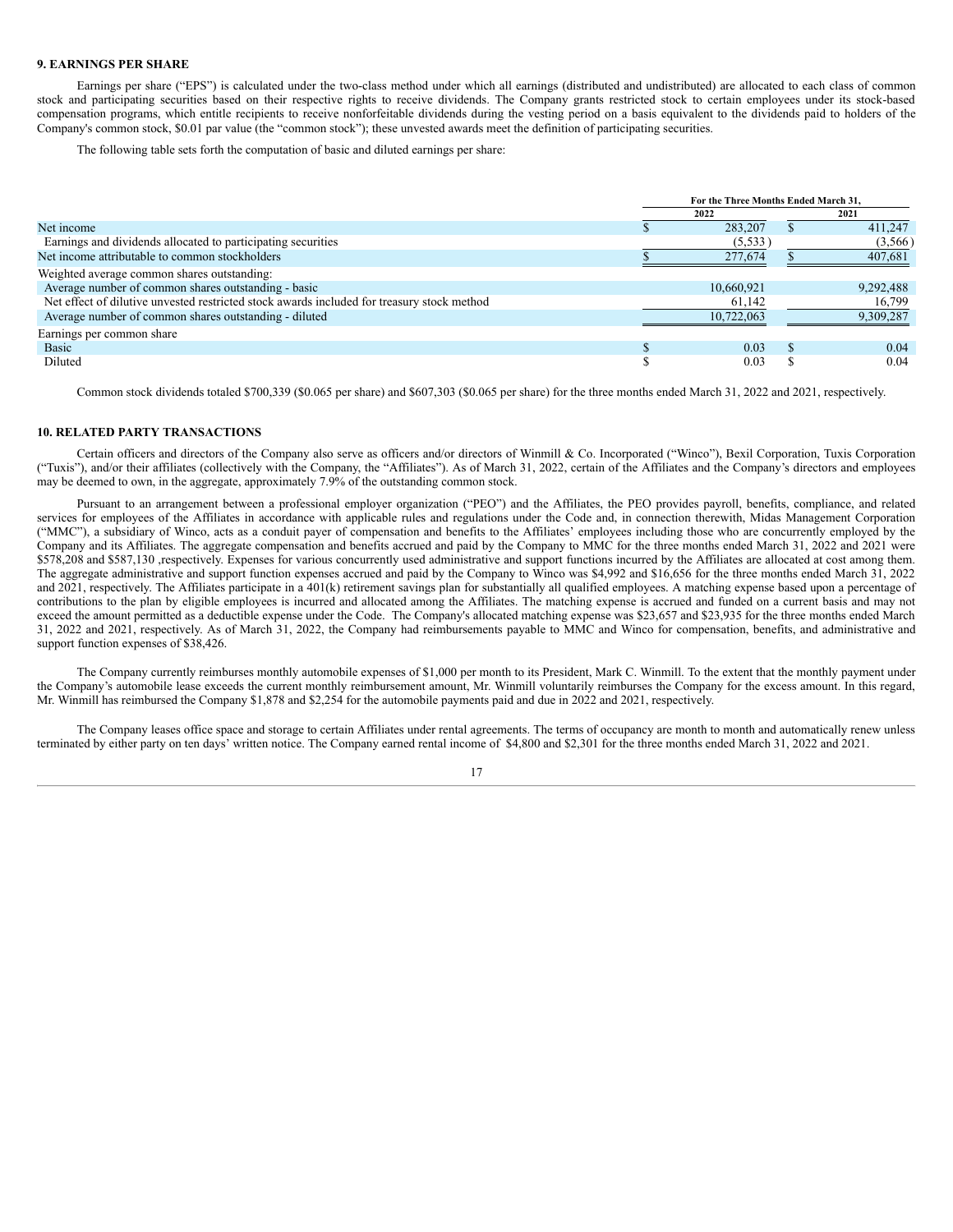### 9. EARNINGS PER SHARE

Earnings per share ("EPS") is calculated under the two-class method under which all earnings (distributed and undistributed) are allocated to each class of common stock and participating securities based on their respective rights to receive dividends. The Company grants restricted stock to certain employees under its stock-based compensation programs, which entitle recipients to receive nonforfeitable dividends during the vesting period on a basis equivalent to the dividends paid to holders of the Company's common stock, $0.01 par value (the "common stock"); these unvested awards meet the definition of participating securities.

The following table sets forth the computation of basic and diluted earnings per share:

| | For the Three Months Ended March 31, | |
|---|---|---|
| | 2022 | 2021 |
| Net income | $ 283,207 | $ 411,247 |
| Earnings and dividends allocated to participating securities | (5,533) | (3,566) |
| Net income attributable to common stockholders | $ 277,674 | $ 407,681 |
| Weighted average common shares outstanding: | | |
| Average number of common shares outstanding - basic | 10,660,921 | 9,292,488 |
| Net effect of dilutive unvested restricted stock awards included for treasury stock method | 61,142 | 16,799 |
| Average number of common shares outstanding - diluted | 10,722,063 | 9,309,287 |
| Earnings per common share | | |
| Basic | $ 0.03 | $ 0.04 |
| Diluted | $ 0.03 | $ 0.04 |

Common stock dividends totaled $700,339 ($0.065 per share) and $607,303 ($0.065 per share) for the three months ended March 31, 2022 and 2021, respectively.

### 10. RELATED PARTY TRANSACTIONS

Certain officers and directors of the Company also serve as officers and/or directors of Winmill & Co. Incorporated ("Winco"), Bexil Corporation, Tuxis Corporation ("Tuxis"), and/or their affiliates (collectively with the Company, the "Affiliates"). As of March 31, 2022, certain of the Affiliates and the Company's directors and employees may be deemed to own, in the aggregate, approximately 7.9% of the outstanding common stock.

Pursuant to an arrangement between a professional employer organization ("PEO") and the Affiliates, the PEO provides payroll, benefits, compliance, and related services for employees of the Affiliates in accordance with applicable rules and regulations under the Code and, in connection therewith, Midas Management Corporation ("MMC"), a subsidiary of Winco, acts as a conduit payer of compensation and benefits to the Affiliates' employees including those who are concurrently employed by the Company and its Affiliates. The aggregate compensation and benefits accrued and paid by the Company to MMC for the three months ended March 31, 2022 and 2021 were $578,208 and $587,130 ,respectively. Expenses for various concurrently used administrative and support functions incurred by the Affiliates are allocated at cost among them. The aggregate administrative and support function expenses accrued and paid by the Company to Winco was $4,992 and $16,656 for the three months ended March 31, 2022 and 2021, respectively. The Affiliates participate in a 401(k) retirement savings plan for substantially all qualified employees. A matching expense based upon a percentage of contributions to the plan by eligible employees is incurred and allocated among the Affiliates. The matching expense is accrued and funded on a current basis and may not exceed the amount permitted as a deductible expense under the Code. The Company's allocated matching expense was $23,657 and $23,935 for the three months ended March 31, 2022 and 2021, respectively. As of March 31, 2022, the Company had reimbursements payable to MMC and Winco for compensation, benefits, and administrative and support function expenses of $38,426.

The Company currently reimburses monthly automobile expenses of $1,000 per month to its President, Mark C. Winmill. To the extent that the monthly payment under the Company's automobile lease exceeds the current monthly reimbursement amount, Mr. Winmill voluntarily reimburses the Company for the excess amount. In this regard, Mr. Winmill has reimbursed the Company $1,878 and $2,254 for the automobile payments paid and due in 2022 and 2021, respectively.

The Company leases office space and storage to certain Affiliates under rental agreements. The terms of occupancy are month to month and automatically renew unless terminated by either party on ten days' written notice. The Company earned rental income of $4,800 and $2,301 for the three months ended March 31, 2022 and 2021.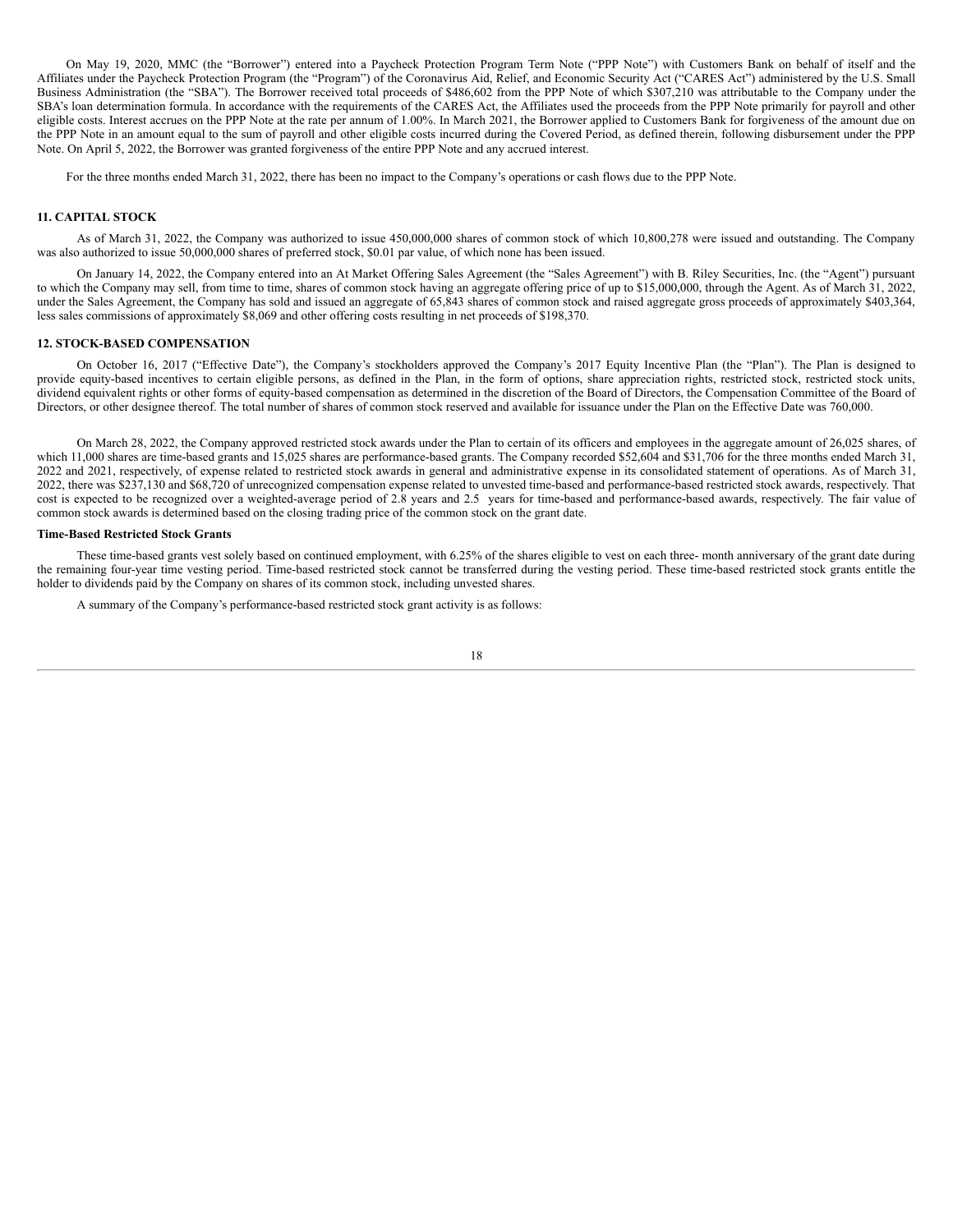On May 19, 2020, MMC (the "Borrower") entered into a Paycheck Protection Program Term Note ("PPP Note") with Customers Bank on behalf of itself and the Affiliates under the Paycheck Protection Program (the "Program") of the Coronavirus Aid, Relief, and Economic Security Act ("CARES Act") administered by the U.S. Small Business Administration (the "SBA"). The Borrower received total proceeds of $486,602 from the PPP Note of which $307,210 was attributable to the Company under the SBA's loan determination formula. In accordance with the requirements of the CARES Act, the Affiliates used the proceeds from the PPP Note primarily for payroll and other eligible costs. Interest accrues on the PPP Note at the rate per annum of 1.00%. In March 2021, the Borrower applied to Customers Bank for forgiveness of the amount due on the PPP Note in an amount equal to the sum of payroll and other eligible costs incurred during the Covered Period, as defined therein, following disbursement under the PPP Note. On April 5, 2022, the Borrower was granted forgiveness of the entire PPP Note and any accrued interest.

For the three months ended March 31, 2022, there has been no impact to the Company's operations or cash flows due to the PPP Note.

## 11. CAPITAL STOCK

As of March 31, 2022, the Company was authorized to issue 450,000,000 shares of common stock of which 10,800,278 were issued and outstanding. The Company was also authorized to issue 50,000,000 shares of preferred stock, $0.01 par value, of which none has been issued.

On January 14, 2022, the Company entered into an At Market Offering Sales Agreement (the "Sales Agreement") with B. Riley Securities, Inc. (the "Agent") pursuant to which the Company may sell, from time to time, shares of common stock having an aggregate offering price of up to $15,000,000, through the Agent. As of March 31, 2022, under the Sales Agreement, the Company has sold and issued an aggregate of 65,843 shares of common stock and raised aggregate gross proceeds of approximately $403,364, less sales commissions of approximately $8,069 and other offering costs resulting in net proceeds of $198,370.

## 12. STOCK-BASED COMPENSATION

On October 16, 2017 ("Effective Date"), the Company's stockholders approved the Company's 2017 Equity Incentive Plan (the "Plan"). The Plan is designed to provide equity-based incentives to certain eligible persons, as defined in the Plan, in the form of options, share appreciation rights, restricted stock, restricted stock units, dividend equivalent rights or other forms of equity-based compensation as determined in the discretion of the Board of Directors, the Compensation Committee of the Board of Directors, or other designee thereof. The total number of shares of common stock reserved and available for issuance under the Plan on the Effective Date was 760,000.

On March 28, 2022, the Company approved restricted stock awards under the Plan to certain of its officers and employees in the aggregate amount of 26,025 shares, of which 11,000 shares are time-based grants and 15,025 shares are performance-based grants. The Company recorded $52,604 and $31,706 for the three months ended March 31, 2022 and 2021, respectively, of expense related to restricted stock awards in general and administrative expense in its consolidated statement of operations. As of March 31, 2022, there was $237,130 and $68,720 of unrecognized compensation expense related to unvested time-based and performance-based restricted stock awards, respectively. That cost is expected to be recognized over a weighted-average period of 2.8 years and 2.5 years for time-based and performance-based awards, respectively. The fair value of common stock awards is determined based on the closing trading price of the common stock on the grant date.

### Time-Based Restricted Stock Grants

These time-based grants vest solely based on continued employment, with 6.25% of the shares eligible to vest on each three- month anniversary of the grant date during the remaining four-year time vesting period. Time-based restricted stock cannot be transferred during the vesting period. These time-based restricted stock grants entitle the holder to dividends paid by the Company on shares of its common stock, including unvested shares.

A summary of the Company's performance-based restricted stock grant activity is as follows: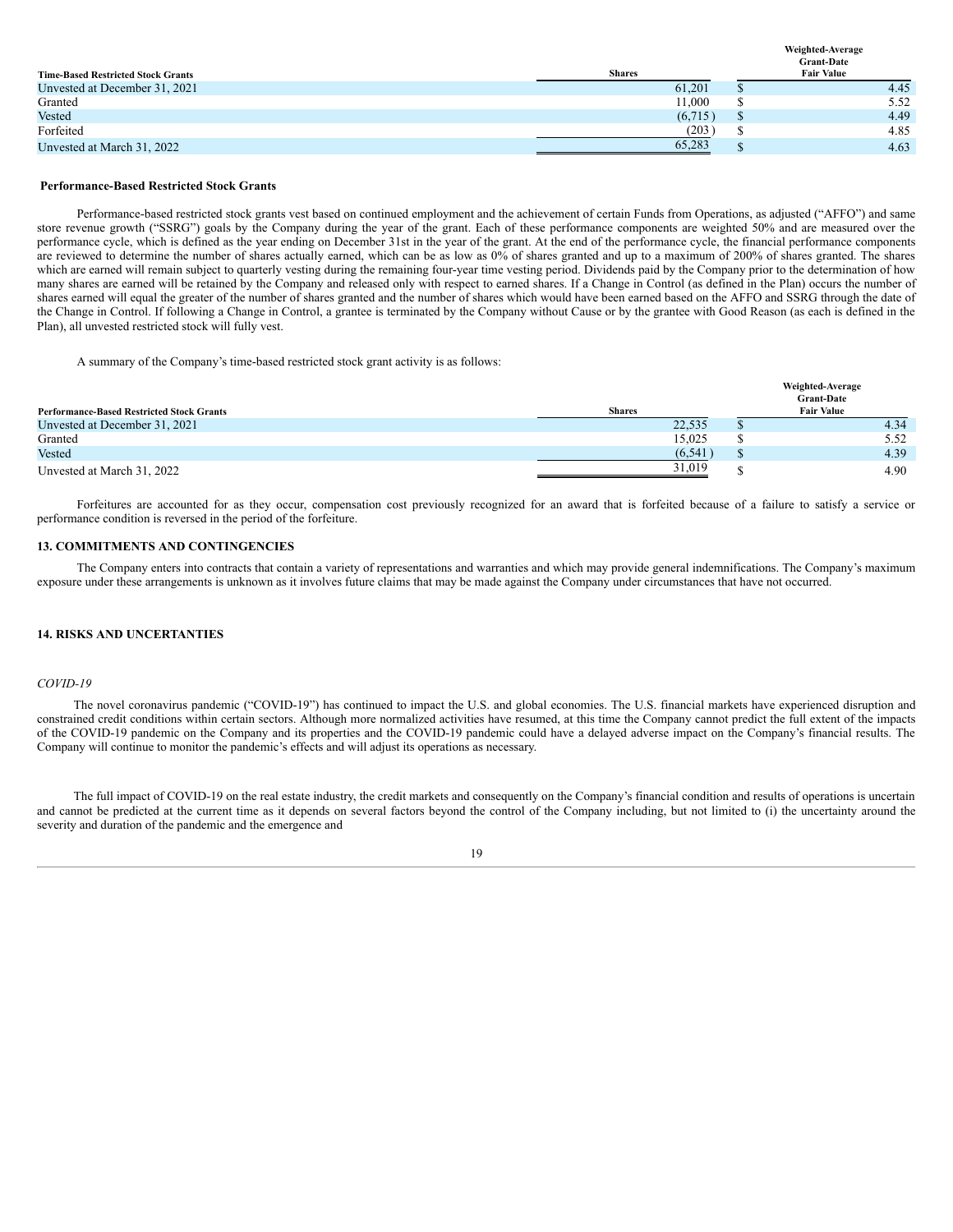| Time-Based Restricted Stock Grants | Shares | | Weighted-Average Grant-Date Fair Value |
|---|---|---|---|
| Unvested at December 31, 2021 | 61,201 | $ | 4.45 |
| Granted | 11,000 | $ | 5.52 |
| Vested | (6,715) | $ | 4.49 |
| Forfeited | (203) | $ | 4.85 |
| Unvested at March 31, 2022 | 65,283 | $ | 4.63 |

### Performance-Based Restricted Stock Grants

Performance-based restricted stock grants vest based on continued employment and the achievement of certain Funds from Operations, as adjusted ("AFFO") and same store revenue growth ("SSRG") goals by the Company during the year of the grant. Each of these performance components are weighted 50% and are measured over the performance cycle, which is defined as the year ending on December 31st in the year of the grant. At the end of the performance cycle, the financial performance components are reviewed to determine the number of shares actually earned, which can be as low as 0% of shares granted and up to a maximum of 200% of shares granted. The shares which are earned will remain subject to quarterly vesting during the remaining four-year time vesting period. Dividends paid by the Company prior to the determination of how many shares are earned will be retained by the Company and released only with respect to earned shares. If a Change in Control (as defined in the Plan) occurs the number of shares earned will equal the greater of the number of shares granted and the number of shares which would have been earned based on the AFFO and SSRG through the date of the Change in Control. If following a Change in Control, a grantee is terminated by the Company without Cause or by the grantee with Good Reason (as each is defined in the Plan), all unvested restricted stock will fully vest.

A summary of the Company's time-based restricted stock grant activity is as follows:

| Performance-Based Restricted Stock Grants | Shares | | Weighted-Average Grant-Date Fair Value |
|---|---|---|---|
| Unvested at December 31, 2021 | 22,535 | $ | 4.34 |
| Granted | 15,025 | $ | 5.52 |
| Vested | (6,541) | $ | 4.39 |
| Unvested at March 31, 2022 | 31,019 | $ | 4.90 |

Forfeitures are accounted for as they occur, compensation cost previously recognized for an award that is forfeited because of a failure to satisfy a service or performance condition is reversed in the period of the forfeiture.

## 13. COMMITMENTS AND CONTINGENCIES

The Company enters into contracts that contain a variety of representations and warranties and which may provide general indemnifications. The Company's maximum exposure under these arrangements is unknown as it involves future claims that may be made against the Company under circumstances that have not occurred.

## 14. RISKS AND UNCERTAINTIES

*COVID-19*

The novel coronavirus pandemic ("COVID-19") has continued to impact the U.S. and global economies. The U.S. financial markets have experienced disruption and constrained credit conditions within certain sectors. Although more normalized activities have resumed, at this time the Company cannot predict the full extent of the impacts of the COVID-19 pandemic on the Company and its properties and the COVID-19 pandemic could have a delayed adverse impact on the Company's financial results. The Company will continue to monitor the pandemic's effects and will adjust its operations as necessary.

The full impact of COVID-19 on the real estate industry, the credit markets and consequently on the Company's financial condition and results of operations is uncertain and cannot be predicted at the current time as it depends on several factors beyond the control of the Company including, but not limited to (i) the uncertainty around the severity and duration of the pandemic and the emergence and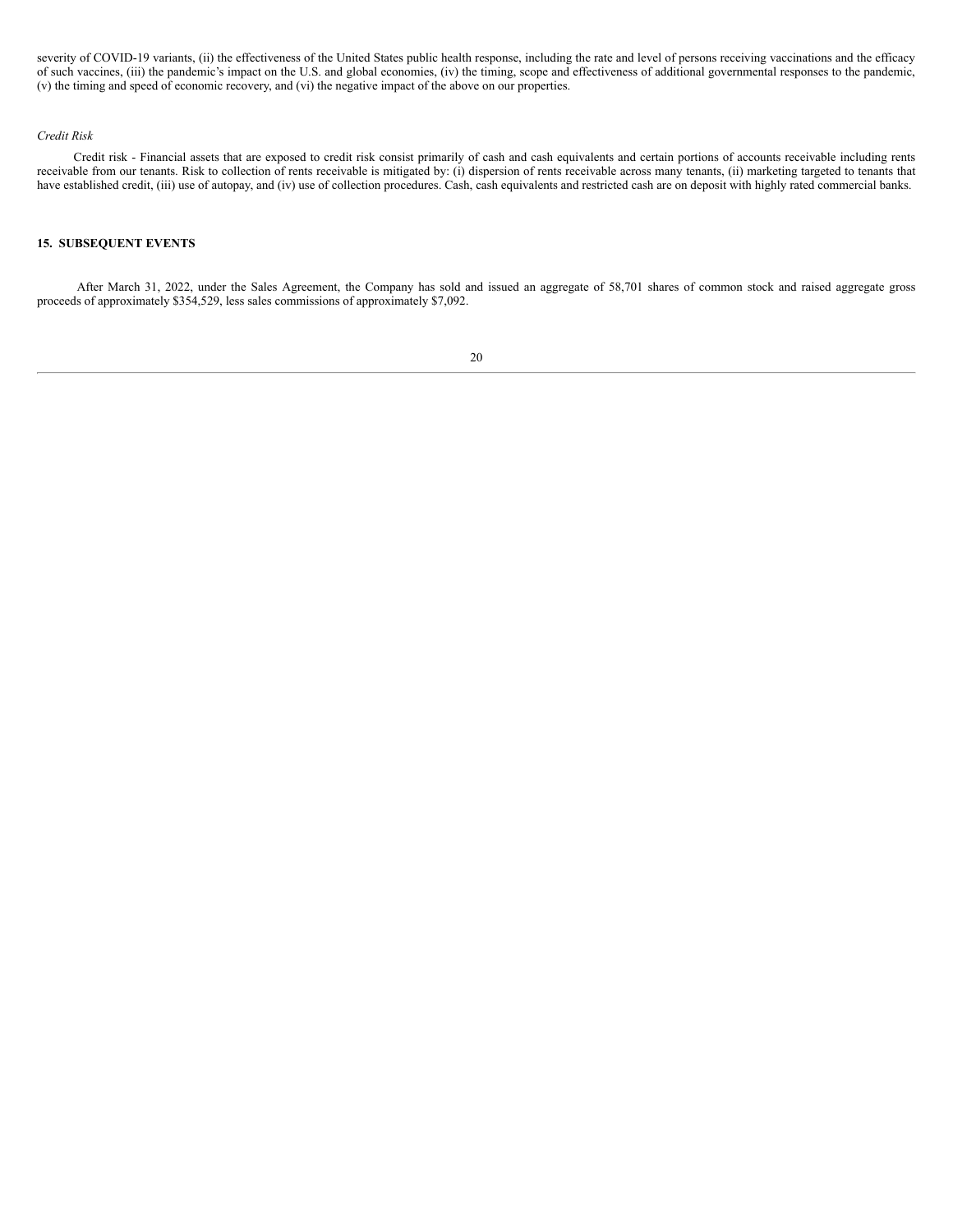severity of COVID-19 variants, (ii) the effectiveness of the United States public health response, including the rate and level of persons receiving vaccinations and the efficacy of such vaccines, (iii) the pandemic's impact on the U.S. and global economies, (iv) the timing, scope and effectiveness of additional governmental responses to the pandemic, (v) the timing and speed of economic recovery, and (vi) the negative impact of the above on our properties.

*Credit Risk*

Credit risk - Financial assets that are exposed to credit risk consist primarily of cash and cash equivalents and certain portions of accounts receivable including rents receivable from our tenants. Risk to collection of rents receivable is mitigated by: (i) dispersion of rents receivable across many tenants, (ii) marketing targeted to tenants that have established credit, (iii) use of autopay, and (iv) use of collection procedures. Cash, cash equivalents and restricted cash are on deposit with highly rated commercial banks.

**15. SUBSEQUENT EVENTS**

After March 31, 2022, under the Sales Agreement, the Company has sold and issued an aggregate of 58,701 shares of common stock and raised aggregate gross proceeds of approximately $354,529, less sales commissions of approximately $7,092.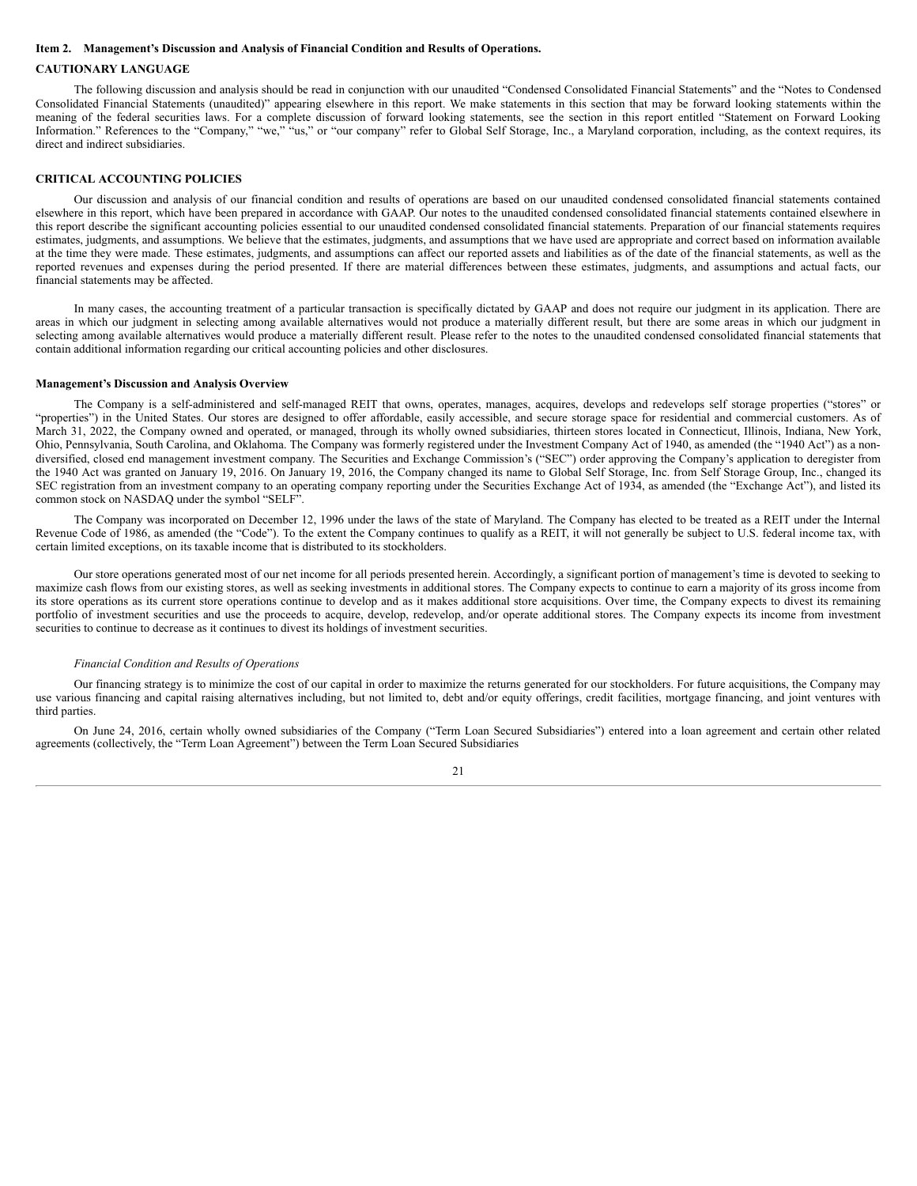**Item 2. Management's Discussion and Analysis of Financial Condition and Results of Operations.**

**CAUTIONARY LANGUAGE**

The following discussion and analysis should be read in conjunction with our unaudited "Condensed Consolidated Financial Statements" and the "Notes to Condensed Consolidated Financial Statements (unaudited)" appearing elsewhere in this report. We make statements in this section that may be forward looking statements within the meaning of the federal securities laws. For a complete discussion of forward looking statements, see the section in this report entitled "Statement on Forward Looking Information." References to the "Company," "we," "us," or "our company" refer to Global Self Storage, Inc., a Maryland corporation, including, as the context requires, its direct and indirect subsidiaries.

**CRITICAL ACCOUNTING POLICIES**

Our discussion and analysis of our financial condition and results of operations are based on our unaudited condensed consolidated financial statements contained elsewhere in this report, which have been prepared in accordance with GAAP. Our notes to the unaudited condensed consolidated financial statements contained elsewhere in this report describe the significant accounting policies essential to our unaudited condensed consolidated financial statements. Preparation of our financial statements requires estimates, judgments, and assumptions. We believe that the estimates, judgments, and assumptions that we have used are appropriate and correct based on information available at the time they were made. These estimates, judgments, and assumptions can affect our reported assets and liabilities as of the date of the financial statements, as well as the reported revenues and expenses during the period presented. If there are material differences between these estimates, judgments, and assumptions and actual facts, our financial statements may be affected.

In many cases, the accounting treatment of a particular transaction is specifically dictated by GAAP and does not require our judgment in its application. There are areas in which our judgment in selecting among available alternatives would not produce a materially different result, but there are some areas in which our judgment in selecting among available alternatives would produce a materially different result. Please refer to the notes to the unaudited condensed consolidated financial statements that contain additional information regarding our critical accounting policies and other disclosures.

**Management's Discussion and Analysis Overview**

The Company is a self-administered and self-managed REIT that owns, operates, manages, acquires, develops and redevelops self storage properties ("stores" or "properties") in the United States. Our stores are designed to offer affordable, easily accessible, and secure storage space for residential and commercial customers. As of March 31, 2022, the Company owned and operated, or managed, through its wholly owned subsidiaries, thirteen stores located in Connecticut, Illinois, Indiana, New York, Ohio, Pennsylvania, South Carolina, and Oklahoma. The Company was formerly registered under the Investment Company Act of 1940, as amended (the "1940 Act") as a non-diversified, closed end management investment company. The Securities and Exchange Commission's ("SEC") order approving the Company's application to deregister from the 1940 Act was granted on January 19, 2016. On January 19, 2016, the Company changed its name to Global Self Storage, Inc. from Self Storage Group, Inc., changed its SEC registration from an investment company to an operating company reporting under the Securities Exchange Act of 1934, as amended (the "Exchange Act"), and listed its common stock on NASDAQ under the symbol "SELF".

The Company was incorporated on December 12, 1996 under the laws of the state of Maryland. The Company has elected to be treated as a REIT under the Internal Revenue Code of 1986, as amended (the "Code"). To the extent the Company continues to qualify as a REIT, it will not generally be subject to U.S. federal income tax, with certain limited exceptions, on its taxable income that is distributed to its stockholders.

Our store operations generated most of our net income for all periods presented herein. Accordingly, a significant portion of management's time is devoted to seeking to maximize cash flows from our existing stores, as well as seeking investments in additional stores. The Company expects to continue to earn a majority of its gross income from its store operations as its current store operations continue to develop and as it makes additional store acquisitions. Over time, the Company expects to divest its remaining portfolio of investment securities and use the proceeds to acquire, develop, redevelop, and/or operate additional stores. The Company expects its income from investment securities to continue to decrease as it continues to divest its holdings of investment securities.

*Financial Condition and Results of Operations*

Our financing strategy is to minimize the cost of our capital in order to maximize the returns generated for our stockholders. For future acquisitions, the Company may use various financing and capital raising alternatives including, but not limited to, debt and/or equity offerings, credit facilities, mortgage financing, and joint ventures with third parties.

On June 24, 2016, certain wholly owned subsidiaries of the Company ("Term Loan Secured Subsidiaries") entered into a loan agreement and certain other related agreements (collectively, the "Term Loan Agreement") between the Term Loan Secured Subsidiaries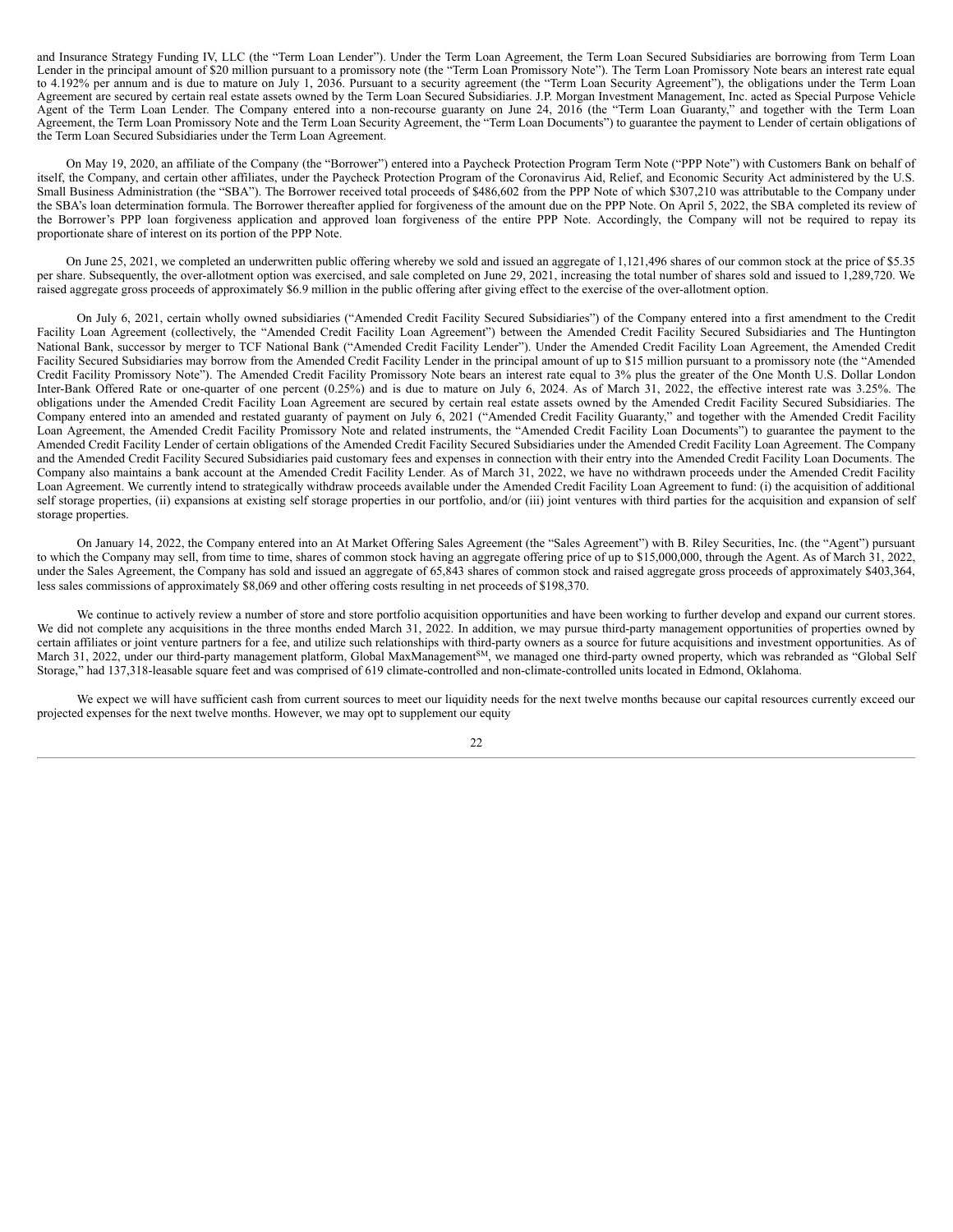and Insurance Strategy Funding IV, LLC (the "Term Loan Lender"). Under the Term Loan Agreement, the Term Loan Secured Subsidiaries are borrowing from Term Loan Lender in the principal amount of $20 million pursuant to a promissory note (the "Term Loan Promissory Note"). The Term Loan Promissory Note bears an interest rate equal to 4.192% per annum and is due to mature on July 1, 2036. Pursuant to a security agreement (the "Term Loan Security Agreement"), the obligations under the Term Loan Agreement are secured by certain real estate assets owned by the Term Loan Secured Subsidiaries. J.P. Morgan Investment Management, Inc. acted as Special Purpose Vehicle Agent of the Term Loan Lender. The Company entered into a non-recourse guaranty on June 24, 2016 (the "Term Loan Guaranty," and together with the Term Loan Agreement, the Term Loan Promissory Note and the Term Loan Security Agreement, the "Term Loan Documents") to guarantee the payment to Lender of certain obligations of the Term Loan Secured Subsidiaries under the Term Loan Agreement.

On May 19, 2020, an affiliate of the Company (the "Borrower") entered into a Paycheck Protection Program Term Note ("PPP Note") with Customers Bank on behalf of itself, the Company, and certain other affiliates, under the Paycheck Protection Program of the Coronavirus Aid, Relief, and Economic Security Act administered by the U.S. Small Business Administration (the "SBA"). The Borrower received total proceeds of $486,602 from the PPP Note of which $307,210 was attributable to the Company under the SBA's loan determination formula. The Borrower thereafter applied for forgiveness of the amount due on the PPP Note. On April 5, 2022, the SBA completed its review of the Borrower's PPP loan forgiveness application and approved loan forgiveness of the entire PPP Note. Accordingly, the Company will not be required to repay its proportionate share of interest on its portion of the PPP Note.

On June 25, 2021, we completed an underwritten public offering whereby we sold and issued an aggregate of 1,121,496 shares of our common stock at the price of $5.35 per share. Subsequently, the over-allotment option was exercised, and sale completed on June 29, 2021, increasing the total number of shares sold and issued to 1,289,720. We raised aggregate gross proceeds of approximately $6.9 million in the public offering after giving effect to the exercise of the over-allotment option.

On July 6, 2021, certain wholly owned subsidiaries ("Amended Credit Facility Secured Subsidiaries") of the Company entered into a first amendment to the Credit Facility Loan Agreement (collectively, the "Amended Credit Facility Loan Agreement") between the Amended Credit Facility Secured Subsidiaries and The Huntington National Bank, successor by merger to TCF National Bank ("Amended Credit Facility Lender"). Under the Amended Credit Facility Loan Agreement, the Amended Credit Facility Secured Subsidiaries may borrow from the Amended Credit Facility Lender in the principal amount of up to $15 million pursuant to a promissory note (the "Amended Credit Facility Promissory Note"). The Amended Credit Facility Promissory Note bears an interest rate equal to 3% plus the greater of the One Month U.S. Dollar London Inter-Bank Offered Rate or one-quarter of one percent (0.25%) and is due to mature on July 6, 2024. As of March 31, 2022, the effective interest rate was 3.25%. The obligations under the Amended Credit Facility Loan Agreement are secured by certain real estate assets owned by the Amended Credit Facility Secured Subsidiaries. The Company entered into an amended and restated guaranty of payment on July 6, 2021 ("Amended Credit Facility Guaranty," and together with the Amended Credit Facility Loan Agreement, the Amended Credit Facility Promissory Note and related instruments, the "Amended Credit Facility Loan Documents") to guarantee the payment to the Amended Credit Facility Lender of certain obligations of the Amended Credit Facility Secured Subsidiaries under the Amended Credit Facility Loan Agreement. The Company and the Amended Credit Facility Secured Subsidiaries paid customary fees and expenses in connection with their entry into the Amended Credit Facility Loan Documents. The Company also maintains a bank account at the Amended Credit Facility Lender. As of March 31, 2022, we have no withdrawn proceeds under the Amended Credit Facility Loan Agreement. We currently intend to strategically withdraw proceeds available under the Amended Credit Facility Loan Agreement to fund: (i) the acquisition of additional self storage properties, (ii) expansions at existing self storage properties in our portfolio, and/or (iii) joint ventures with third parties for the acquisition and expansion of self storage properties.

On January 14, 2022, the Company entered into an At Market Offering Sales Agreement (the "Sales Agreement") with B. Riley Securities, Inc. (the "Agent") pursuant to which the Company may sell, from time to time, shares of common stock having an aggregate offering price of up to $15,000,000, through the Agent. As of March 31, 2022, under the Sales Agreement, the Company has sold and issued an aggregate of 65,843 shares of common stock and raised aggregate gross proceeds of approximately $403,364, less sales commissions of approximately $8,069 and other offering costs resulting in net proceeds of $198,370.

We continue to actively review a number of store and store portfolio acquisition opportunities and have been working to further develop and expand our current stores. We did not complete any acquisitions in the three months ended March 31, 2022. In addition, we may pursue third-party management opportunities of properties owned by certain affiliates or joint venture partners for a fee, and utilize such relationships with third-party owners as a source for future acquisitions and investment opportunities. As of March 31, 2022, under our third-party management platform, Global MaxManagement[SM], we managed one third-party owned property, which was rebranded as "Global Self Storage," had 137,318-leasable square feet and was comprised of 619 climate-controlled and non-climate-controlled units located in Edmond, Oklahoma.

We expect we will have sufficient cash from current sources to meet our liquidity needs for the next twelve months because our capital resources currently exceed our projected expenses for the next twelve months. However, we may opt to supplement our equity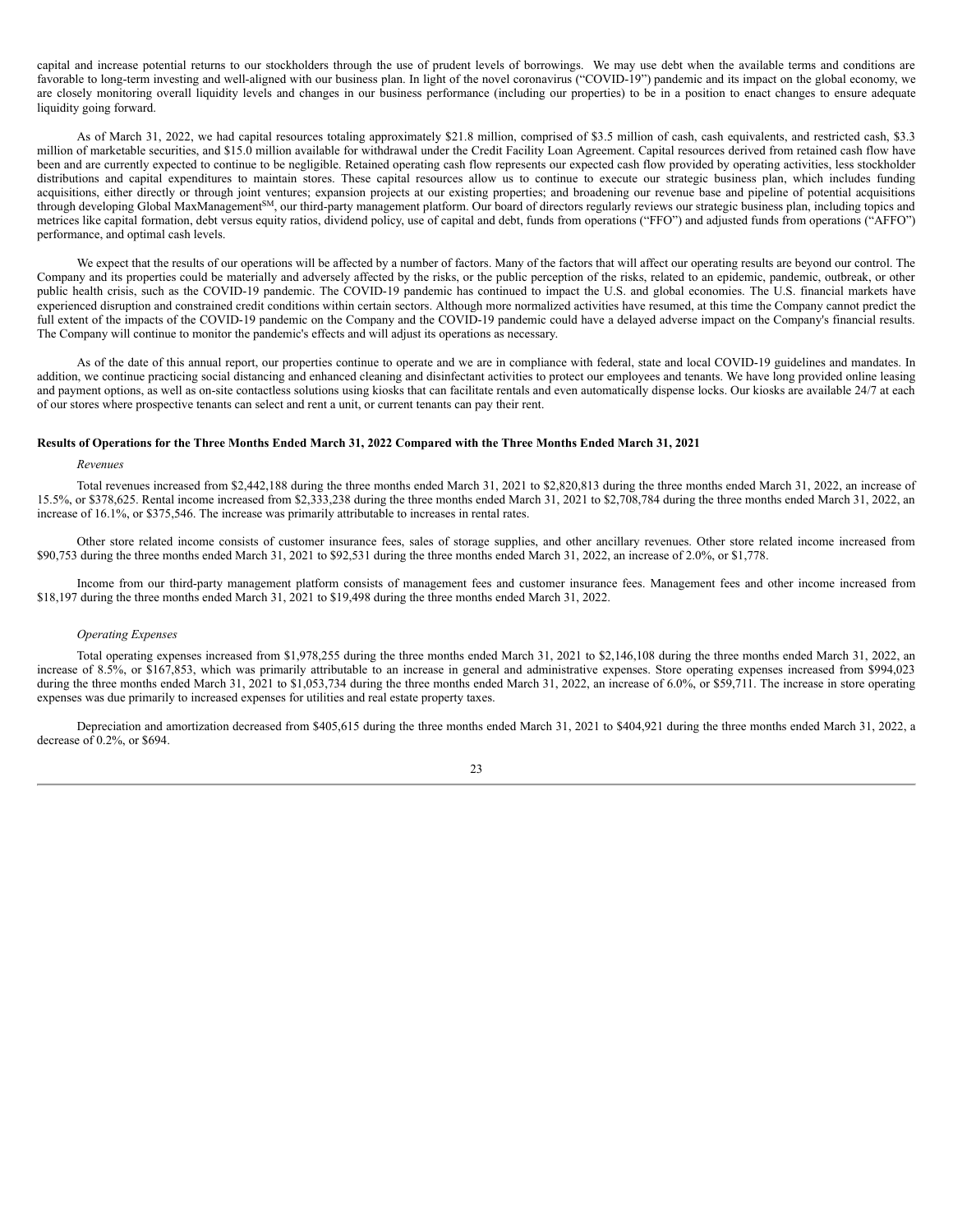capital and increase potential returns to our stockholders through the use of prudent levels of borrowings. We may use debt when the available terms and conditions are favorable to long-term investing and well-aligned with our business plan. In light of the novel coronavirus ("COVID-19") pandemic and its impact on the global economy, we are closely monitoring overall liquidity levels and changes in our business performance (including our properties) to be in a position to enact changes to ensure adequate liquidity going forward.

As of March 31, 2022, we had capital resources totaling approximately $21.8 million, comprised of $3.5 million of cash, cash equivalents, and restricted cash, $3.3 million of marketable securities, and $15.0 million available for withdrawal under the Credit Facility Loan Agreement. Capital resources derived from retained cash flow have been and are currently expected to continue to be negligible. Retained operating cash flow represents our expected cash flow provided by operating activities, less stockholder distributions and capital expenditures to maintain stores. These capital resources allow us to continue to execute our strategic business plan, which includes funding acquisitions, either directly or through joint ventures; expansion projects at our existing properties; and broadening our revenue base and pipeline of potential acquisitions through developing Global MaxManagement^SM, our third-party management platform. Our board of directors regularly reviews our strategic business plan, including topics and metrices like capital formation, debt versus equity ratios, dividend policy, use of capital and debt, funds from operations ("FFO") and adjusted funds from operations ("AFFO") performance, and optimal cash levels.

We expect that the results of our operations will be affected by a number of factors. Many of the factors that will affect our operating results are beyond our control. The Company and its properties could be materially and adversely affected by the risks, or the public perception of the risks, related to an epidemic, pandemic, outbreak, or other public health crisis, such as the COVID-19 pandemic. The COVID-19 pandemic has continued to impact the U.S. and global economies. The U.S. financial markets have experienced disruption and constrained credit conditions within certain sectors. Although more normalized activities have resumed, at this time the Company cannot predict the full extent of the impacts of the COVID-19 pandemic on the Company and the COVID-19 pandemic could have a delayed adverse impact on the Company's financial results. The Company will continue to monitor the pandemic's effects and will adjust its operations as necessary.

As of the date of this annual report, our properties continue to operate and we are in compliance with federal, state and local COVID-19 guidelines and mandates. In addition, we continue practicing social distancing and enhanced cleaning and disinfectant activities to protect our employees and tenants. We have long provided online leasing and payment options, as well as on-site contactless solutions using kiosks that can facilitate rentals and even automatically dispense locks. Our kiosks are available 24/7 at each of our stores where prospective tenants can select and rent a unit, or current tenants can pay their rent.

**Results of Operations for the Three Months Ended March 31, 2022 Compared with the Three Months Ended March 31, 2021**

*Revenues*

Total revenues increased from $2,442,188 during the three months ended March 31, 2021 to $2,820,813 during the three months ended March 31, 2022, an increase of 15.5%, or $378,625. Rental income increased from $2,333,238 during the three months ended March 31, 2021 to $2,708,784 during the three months ended March 31, 2022, an increase of 16.1%, or $375,546. The increase was primarily attributable to increases in rental rates.

Other store related income consists of customer insurance fees, sales of storage supplies, and other ancillary revenues. Other store related income increased from $90,753 during the three months ended March 31, 2021 to $92,531 during the three months ended March 31, 2022, an increase of 2.0%, or $1,778.

Income from our third-party management platform consists of management fees and customer insurance fees. Management fees and other income increased from $18,197 during the three months ended March 31, 2021 to $19,498 during the three months ended March 31, 2022.

*Operating Expenses*

Total operating expenses increased from $1,978,255 during the three months ended March 31, 2021 to $2,146,108 during the three months ended March 31, 2022, an increase of 8.5%, or $167,853, which was primarily attributable to an increase in general and administrative expenses. Store operating expenses increased from $994,023 during the three months ended March 31, 2021 to $1,053,734 during the three months ended March 31, 2022, an increase of 6.0%, or $59,711. The increase in store operating expenses was due primarily to increased expenses for utilities and real estate property taxes.

Depreciation and amortization decreased from $405,615 during the three months ended March 31, 2021 to $404,921 during the three months ended March 31, 2022, a decrease of 0.2%, or $694.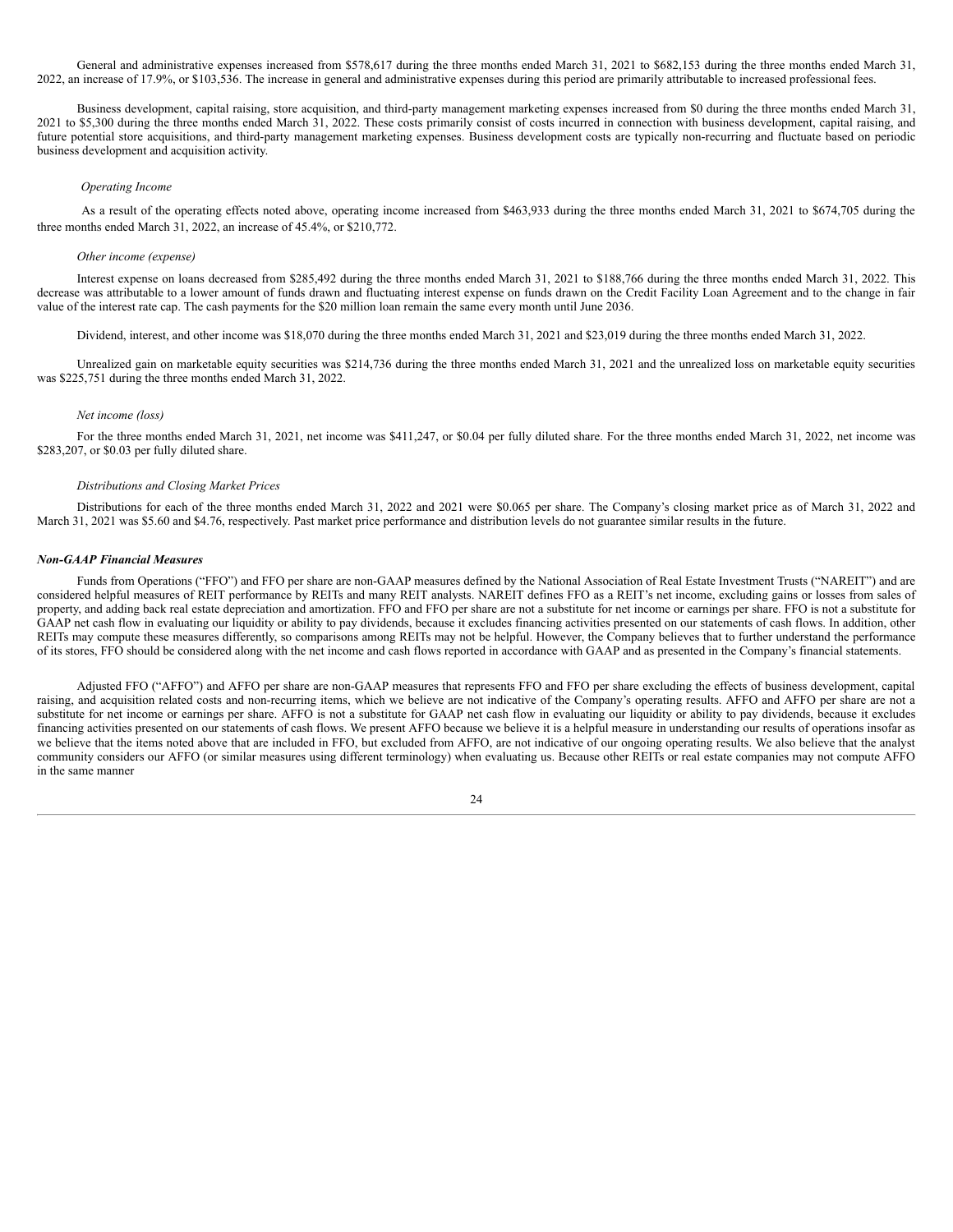General and administrative expenses increased from $578,617 during the three months ended March 31, 2021 to $682,153 during the three months ended March 31, 2022, an increase of 17.9%, or $103,536. The increase in general and administrative expenses during this period are primarily attributable to increased professional fees.

Business development, capital raising, store acquisition, and third-party management marketing expenses increased from $0 during the three months ended March 31, 2021 to $5,300 during the three months ended March 31, 2022. These costs primarily consist of costs incurred in connection with business development, capital raising, and future potential store acquisitions, and third-party management marketing expenses. Business development costs are typically non-recurring and fluctuate based on periodic business development and acquisition activity.

*Operating Income*

As a result of the operating effects noted above, operating income increased from $463,933 during the three months ended March 31, 2021 to $674,705 during the three months ended March 31, 2022, an increase of 45.4%, or $210,772.

*Other income (expense)*

Interest expense on loans decreased from $285,492 during the three months ended March 31, 2021 to $188,766 during the three months ended March 31, 2022. This decrease was attributable to a lower amount of funds drawn and fluctuating interest expense on funds drawn on the Credit Facility Loan Agreement and to the change in fair value of the interest rate cap. The cash payments for the $20 million loan remain the same every month until June 2036.

Dividend, interest, and other income was $18,070 during the three months ended March 31, 2021 and $23,019 during the three months ended March 31, 2022.

Unrealized gain on marketable equity securities was $214,736 during the three months ended March 31, 2021 and the unrealized loss on marketable equity securities was $225,751 during the three months ended March 31, 2022.

*Net income (loss)*

For the three months ended March 31, 2021, net income was $411,247, or $0.04 per fully diluted share. For the three months ended March 31, 2022, net income was $283,207, or $0.03 per fully diluted share.

*Distributions and Closing Market Prices*

Distributions for each of the three months ended March 31, 2022 and 2021 were $0.065 per share. The Company's closing market price as of March 31, 2022 and March 31, 2021 was $5.60 and $4.76, respectively. Past market price performance and distribution levels do not guarantee similar results in the future.

***Non-GAAP Financial Measures***

Funds from Operations ("FFO") and FFO per share are non-GAAP measures defined by the National Association of Real Estate Investment Trusts ("NAREIT") and are considered helpful measures of REIT performance by REITs and many REIT analysts. NAREIT defines FFO as a REIT's net income, excluding gains or losses from sales of property, and adding back real estate depreciation and amortization. FFO and FFO per share are not a substitute for net income or earnings per share. FFO is not a substitute for GAAP net cash flow in evaluating our liquidity or ability to pay dividends, because it excludes financing activities presented on our statements of cash flows. In addition, other REITs may compute these measures differently, so comparisons among REITs may not be helpful. However, the Company believes that to further understand the performance of its stores, FFO should be considered along with the net income and cash flows reported in accordance with GAAP and as presented in the Company's financial statements.

Adjusted FFO ("AFFO") and AFFO per share are non-GAAP measures that represents FFO and FFO per share excluding the effects of business development, capital raising, and acquisition related costs and non-recurring items, which we believe are not indicative of the Company's operating results. AFFO and AFFO per share are not a substitute for net income or earnings per share. AFFO is not a substitute for GAAP net cash flow in evaluating our liquidity or ability to pay dividends, because it excludes financing activities presented on our statements of cash flows. We present AFFO because we believe it is a helpful measure in understanding our results of operations insofar as we believe that the items noted above that are included in FFO, but excluded from AFFO, are not indicative of our ongoing operating results. We also believe that the analyst community considers our AFFO (or similar measures using different terminology) when evaluating us. Because other REITs or real estate companies may not compute AFFO in the same manner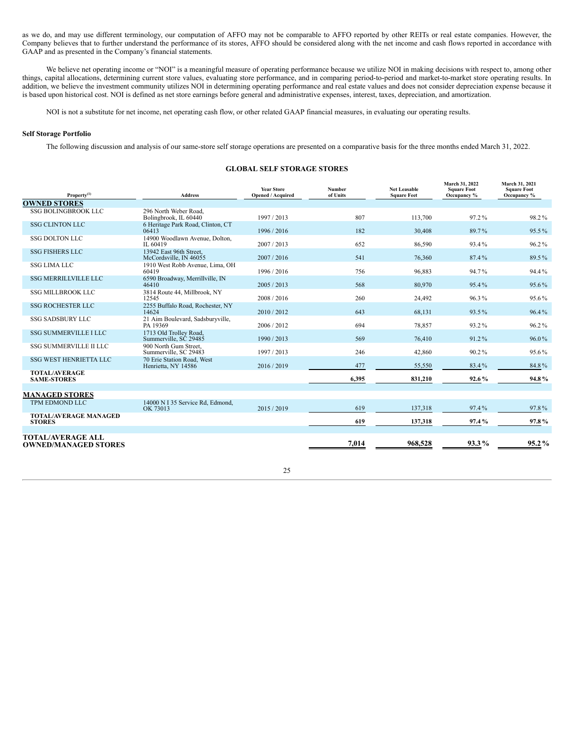as we do, and may use different terminology, our computation of AFFO may not be comparable to AFFO reported by other REITs or real estate companies. However, the Company believes that to further understand the performance of its stores, AFFO should be considered along with the net income and cash flows reported in accordance with GAAP and as presented in the Company's financial statements.

We believe net operating income or "NOI" is a meaningful measure of operating performance because we utilize NOI in making decisions with respect to, among other things, capital allocations, determining current store values, evaluating store performance, and in comparing period-to-period and market-to-market store operating results. In addition, we believe the investment community utilizes NOI in determining operating performance and real estate values and does not consider depreciation expense because it is based upon historical cost. NOI is defined as net store earnings before general and administrative expenses, interest, taxes, depreciation, and amortization.

NOI is not a substitute for net income, net operating cash flow, or other related GAAP financial measures, in evaluating our operating results.

**Self Storage Portfolio**

The following discussion and analysis of our same-store self storage operations are presented on a comparative basis for the three months ended March 31, 2022.

**GLOBAL SELF STORAGE STORES**

| Property[1] | Address | Year Store Opened / Acquired | Number of Units | Net Leasable Square Feet | March 31, 2022 Square Foot Occupancy % | March 31, 2021 Square Foot Occupancy % |
|---|---|---|---|---|---|---|
| **OWNED STORES** | | | | | | |
| SSG BOLINGBROOK LLC | 296 North Weber Road, Bolingbrook, IL 60440 | 1997 / 2013 | 807 | 113,700 | 97.2% | 98.2% |
| SSG CLINTON LLC | 6 Heritage Park Road, Clinton, CT 06413 | 1996 / 2016 | 182 | 30,408 | 89.7% | 95.5% |
| SSG DOLTON LLC | 14900 Woodlawn Avenue, Dolton, IL 60419 | 2007 / 2013 | 652 | 86,590 | 93.4% | 96.2% |
| SSG FISHERS LLC | 13942 East 96th Street, McCordsville, IN 46055 | 2007 / 2016 | 541 | 76,360 | 87.4% | 89.5% |
| SSG LIMA LLC | 1910 West Robb Avenue, Lima, OH 60419 | 1996 / 2016 | 756 | 96,883 | 94.7% | 94.4% |
| SSG MERRILLVILLE LLC | 6590 Broadway, Merrillville, IN 46410 | 2005 / 2013 | 568 | 80,970 | 95.4% | 95.6% |
| SSG MILLBROOK LLC | 3814 Route 44, Millbrook, NY 12545 | 2008 / 2016 | 260 | 24,492 | 96.3% | 95.6% |
| SSG ROCHESTER LLC | 2255 Buffalo Road, Rochester, NY 14624 | 2010 / 2012 | 643 | 68,131 | 93.5% | 96.4% |
| SSG SADSBURY LLC | 21 Aim Boulevard, Sadsburyville, PA 19369 | 2006 / 2012 | 694 | 78,857 | 93.2% | 96.2% |
| SSG SUMMERVILLE I LLC | 1713 Old Trolley Road, Summerville, SC 29485 | 1990 / 2013 | 569 | 76,410 | 91.2% | 96.0% |
| SSG SUMMERVILLE II LLC | 900 North Gum Street, Summerville, SC 29483 | 1997 / 2013 | 246 | 42,860 | 90.2% | 95.6% |
| SSG WEST HENRIETTA LLC | 70 Erie Station Road, West Henrietta, NY 14586 | 2016 / 2019 | 477 | 55,550 | 83.4% | 84.8% |
| **TOTAL/AVERAGE SAME-STORES** | | | **6,395** | **831,210** | **92.6%** | **94.8%** |
| **MANAGED STORES** | | | | | | |
| TPM EDMOND LLC | 14000 N I 35 Service Rd, Edmond, OK 73013 | 2015 / 2019 | 619 | 137,318 | 97.4% | 97.8% |
| **TOTAL/AVERAGE MANAGED STORES** | | | **619** | **137,318** | **97.4%** | **97.8%** |
| **TOTAL/AVERAGE ALL OWNED/MANAGED STORES** | | | **7,014** | **968,528** | **93.3%** | **95.2%** |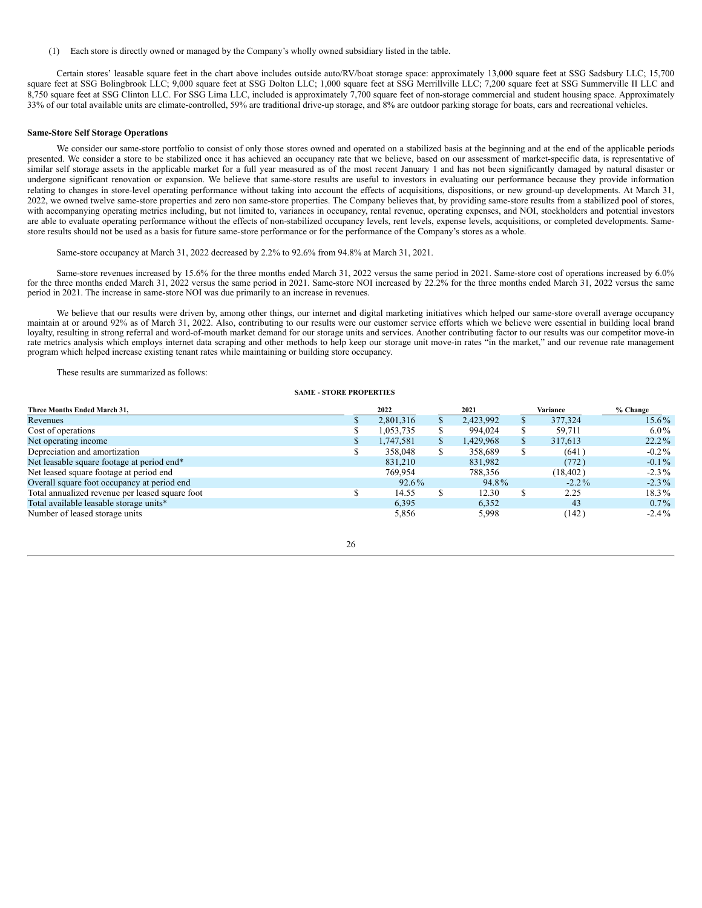(1) Each store is directly owned or managed by the Company's wholly owned subsidiary listed in the table.

Certain stores' leasable square feet in the chart above includes outside auto/RV/boat storage space: approximately 13,000 square feet at SSG Sadsbury LLC; 15,700 square feet at SSG Bolingbrook LLC; 9,000 square feet at SSG Dolton LLC; 1,000 square feet at SSG Merrillville LLC; 7,200 square feet at SSG Summerville II LLC and 8,750 square feet at SSG Clinton LLC. For SSG Lima LLC, included is approximately 7,700 square feet of non-storage commercial and student housing space. Approximately 33% of our total available units are climate-controlled, 59% are traditional drive-up storage, and 8% are outdoor parking storage for boats, cars and recreational vehicles.

**Same-Store Self Storage Operations**

We consider our same-store portfolio to consist of only those stores owned and operated on a stabilized basis at the beginning and at the end of the applicable periods presented. We consider a store to be stabilized once it has achieved an occupancy rate that we believe, based on our assessment of market-specific data, is representative of similar self storage assets in the applicable market for a full year measured as of the most recent January 1 and has not been significantly damaged by natural disaster or undergone significant renovation or expansion. We believe that same-store results are useful to investors in evaluating our performance because they provide information relating to changes in store-level operating performance without taking into account the effects of acquisitions, dispositions, or new ground-up developments. At March 31, 2022, we owned twelve same-store properties and zero non same-store properties. The Company believes that, by providing same-store results from a stabilized pool of stores, with accompanying operating metrics including, but not limited to, variances in occupancy, rental revenue, operating expenses, and NOI, stockholders and potential investors are able to evaluate operating performance without the effects of non-stabilized occupancy levels, rent levels, expense levels, acquisitions, or completed developments. Same-store results should not be used as a basis for future same-store performance or for the performance of the Company's stores as a whole.

Same-store occupancy at March 31, 2022 decreased by 2.2% to 92.6% from 94.8% at March 31, 2021.

Same-store revenues increased by 15.6% for the three months ended March 31, 2022 versus the same period in 2021. Same-store cost of operations increased by 6.0% for the three months ended March 31, 2022 versus the same period in 2021. Same-store NOI increased by 22.2% for the three months ended March 31, 2022 versus the same period in 2021. The increase in same-store NOI was due primarily to an increase in revenues.

We believe that our results were driven by, among other things, our internet and digital marketing initiatives which helped our same-store overall average occupancy maintain at or around 92% as of March 31, 2022. Also, contributing to our results were our customer service efforts which we believe were essential in building local brand loyalty, resulting in strong referral and word-of-mouth market demand for our storage units and services. Another contributing factor to our results was our competitor move-in rate metrics analysis which employs internet data scraping and other methods to help keep our storage unit move-in rates "in the market," and our revenue rate management program which helped increase existing tenant rates while maintaining or building store occupancy.

These results are summarized as follows:

**SAME - STORE PROPERTIES**

| Three Months Ended March 31, | 2022 | 2021 | Variance | % Change |
|---|---|---|---|---|
| Revenues | $ 2,801,316 | $ 2,423,992 | $ 377,324 | 15.6% |
| Cost of operations | $ 1,053,735 | $ 994,024 | $ 59,711 | 6.0% |
| Net operating income | $ 1,747,581 | $ 1,429,968 | $ 317,613 | 22.2% |
| Depreciation and amortization | $ 358,048 | $ 358,689 | $ (641) | -0.2% |
| Net leasable square footage at period end* | 831,210 | 831,982 | (772) | -0.1% |
| Net leased square footage at period end | 769,954 | 788,356 | (18,402) | -2.3% |
| Overall square foot occupancy at period end | 92.6% | 94.8% | -2.2% | -2.3% |
| Total annualized revenue per leased square foot | $ 14.55 | $ 12.30 | $ 2.25 | 18.3% |
| Total available leasable storage units* | 6,395 | 6,352 | 43 | 0.7% |
| Number of leased storage units | 5,856 | 5,998 | (142) | -2.4% |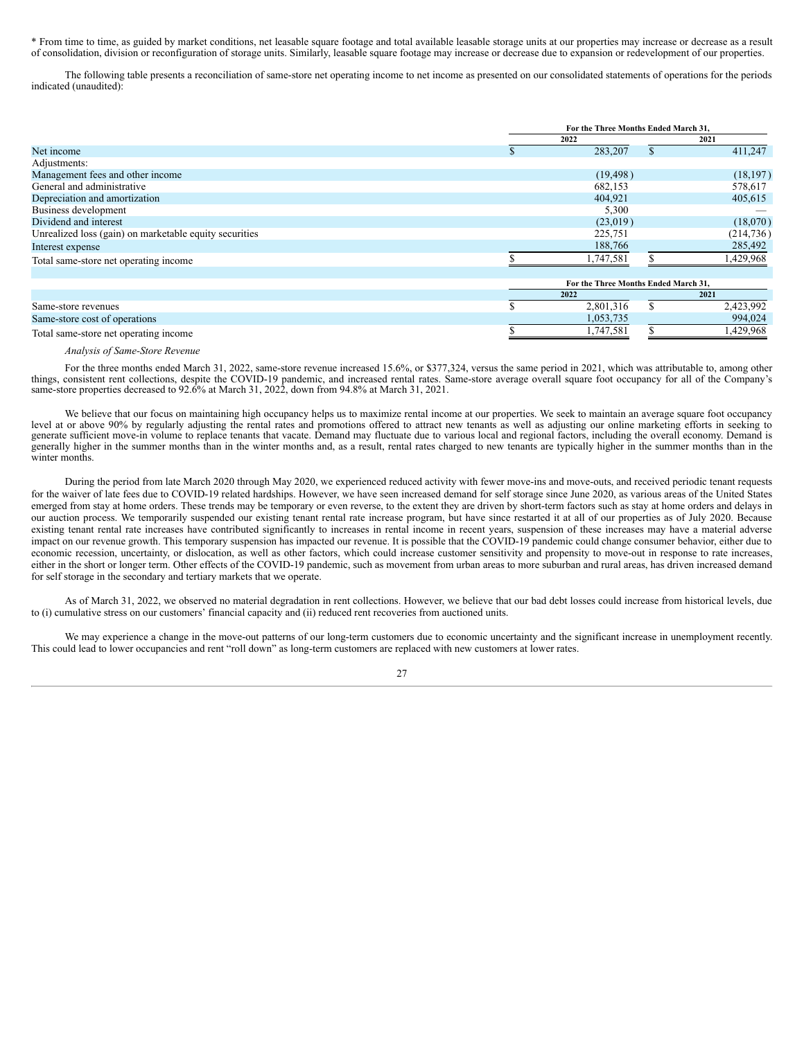* From time to time, as guided by market conditions, net leasable square footage and total available leasable storage units at our properties may increase or decrease as a result of consolidation, division or reconfiguration of storage units. Similarly, leasable square footage may increase or decrease due to expansion or redevelopment of our properties.

The following table presents a reconciliation of same-store net operating income to net income as presented on our consolidated statements of operations for the periods indicated (unaudited):

| | For the Three Months Ended March 31, | |
|---|---|---|
| | 2022 | 2021 |
| Net income | $ 283,207 | $ 411,247 |
| Adjustments: | | |
| Management fees and other income | (19,498) | (18,197) |
| General and administrative | 682,153 | 578,617 |
| Depreciation and amortization | 404,921 | 405,615 |
| Business development | 5,300 | — |
| Dividend and interest | (23,019) | (18,070) |
| Unrealized loss (gain) on marketable equity securities | 225,751 | (214,736) |
| Interest expense | 188,766 | 285,492 |
| Total same-store net operating income | $ 1,747,581 | $ 1,429,968 |

| | For the Three Months Ended March 31, | |
|---|---|---|
| | 2022 | 2021 |
| Same-store revenues | $ 2,801,316 | $ 2,423,992 |
| Same-store cost of operations | 1,053,735 | 994,024 |
| Total same-store net operating income | $ 1,747,581 | $ 1,429,968 |

*Analysis of Same-Store Revenue*

For the three months ended March 31, 2022, same-store revenue increased 15.6%, or $377,324, versus the same period in 2021, which was attributable to, among other things, consistent rent collections, despite the COVID-19 pandemic, and increased rental rates. Same-store average overall square foot occupancy for all of the Company's same-store properties decreased to 92.6% at March 31, 2022, down from 94.8% at March 31, 2021.

We believe that our focus on maintaining high occupancy helps us to maximize rental income at our properties. We seek to maintain an average square foot occupancy level at or above 90% by regularly adjusting the rental rates and promotions offered to attract new tenants as well as adjusting our online marketing efforts in seeking to generate sufficient move-in volume to replace tenants that vacate. Demand may fluctuate due to various local and regional factors, including the overall economy. Demand is generally higher in the summer months than in the winter months and, as a result, rental rates charged to new tenants are typically higher in the summer months than in the winter months.

During the period from late March 2020 through May 2020, we experienced reduced activity with fewer move-ins and move-outs, and received periodic tenant requests for the waiver of late fees due to COVID-19 related hardships. However, we have seen increased demand for self storage since June 2020, as various areas of the United States emerged from stay at home orders. These trends may be temporary or even reverse, to the extent they are driven by short-term factors such as stay at home orders and delays in our auction process. We temporarily suspended our existing tenant rental rate increase program, but have since restarted it at all of our properties as of July 2020. Because existing tenant rental rate increases have contributed significantly to increases in rental income in recent years, suspension of these increases may have a material adverse impact on our revenue growth. This temporary suspension has impacted our revenue. It is possible that the COVID-19 pandemic could change consumer behavior, either due to economic recession, uncertainty, or dislocation, as well as other factors, which could increase customer sensitivity and propensity to move-out in response to rate increases, either in the short or longer term. Other effects of the COVID-19 pandemic, such as movement from urban areas to more suburban and rural areas, has driven increased demand for self storage in the secondary and tertiary markets that we operate.

As of March 31, 2022, we observed no material degradation in rent collections. However, we believe that our bad debt losses could increase from historical levels, due to (i) cumulative stress on our customers' financial capacity and (ii) reduced rent recoveries from auctioned units.

We may experience a change in the move-out patterns of our long-term customers due to economic uncertainty and the significant increase in unemployment recently. This could lead to lower occupancies and rent "roll down" as long-term customers are replaced with new customers at lower rates.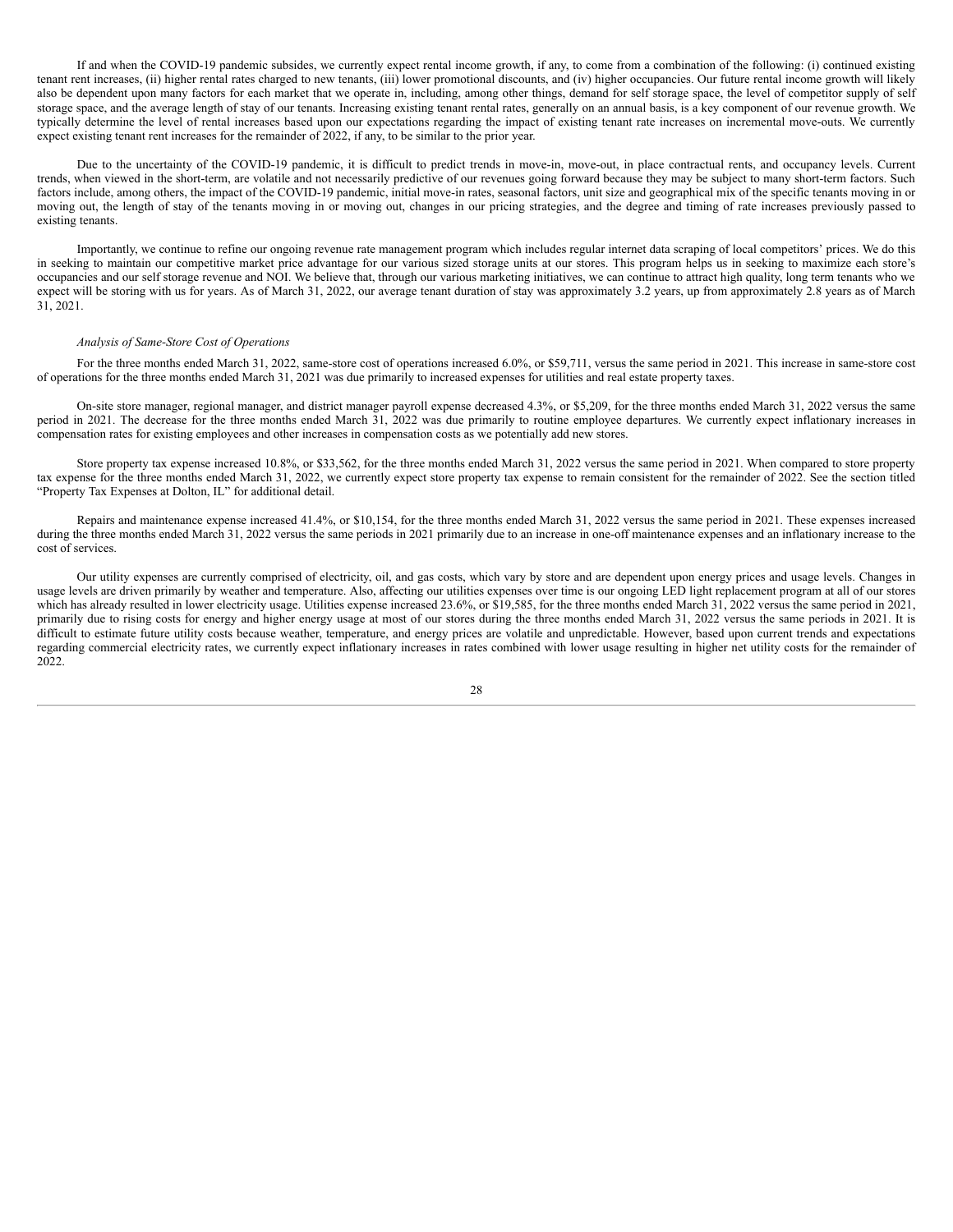If and when the COVID-19 pandemic subsides, we currently expect rental income growth, if any, to come from a combination of the following: (i) continued existing tenant rent increases, (ii) higher rental rates charged to new tenants, (iii) lower promotional discounts, and (iv) higher occupancies. Our future rental income growth will likely also be dependent upon many factors for each market that we operate in, including, among other things, demand for self storage space, the level of competitor supply of self storage space, and the average length of stay of our tenants. Increasing existing tenant rental rates, generally on an annual basis, is a key component of our revenue growth. We typically determine the level of rental increases based upon our expectations regarding the impact of existing tenant rate increases on incremental move-outs. We currently expect existing tenant rent increases for the remainder of 2022, if any, to be similar to the prior year.

Due to the uncertainty of the COVID-19 pandemic, it is difficult to predict trends in move-in, move-out, in place contractual rents, and occupancy levels. Current trends, when viewed in the short-term, are volatile and not necessarily predictive of our revenues going forward because they may be subject to many short-term factors. Such factors include, among others, the impact of the COVID-19 pandemic, initial move-in rates, seasonal factors, unit size and geographical mix of the specific tenants moving in or moving out, the length of stay of the tenants moving in or moving out, changes in our pricing strategies, and the degree and timing of rate increases previously passed to existing tenants.

Importantly, we continue to refine our ongoing revenue rate management program which includes regular internet data scraping of local competitors' prices. We do this in seeking to maintain our competitive market price advantage for our various sized storage units at our stores. This program helps us in seeking to maximize each store's occupancies and our self storage revenue and NOI. We believe that, through our various marketing initiatives, we can continue to attract high quality, long term tenants who we expect will be storing with us for years. As of March 31, 2022, our average tenant duration of stay was approximately 3.2 years, up from approximately 2.8 years as of March 31, 2021.

*Analysis of Same-Store Cost of Operations*

For the three months ended March 31, 2022, same-store cost of operations increased 6.0%, or $59,711, versus the same period in 2021. This increase in same-store cost of operations for the three months ended March 31, 2021 was due primarily to increased expenses for utilities and real estate property taxes.

On-site store manager, regional manager, and district manager payroll expense decreased 4.3%, or $5,209, for the three months ended March 31, 2022 versus the same period in 2021. The decrease for the three months ended March 31, 2022 was due primarily to routine employee departures. We currently expect inflationary increases in compensation rates for existing employees and other increases in compensation costs as we potentially add new stores.

Store property tax expense increased 10.8%, or $33,562, for the three months ended March 31, 2022 versus the same period in 2021. When compared to store property tax expense for the three months ended March 31, 2022, we currently expect store property tax expense to remain consistent for the remainder of 2022. See the section titled "Property Tax Expenses at Dolton, IL" for additional detail.

Repairs and maintenance expense increased 41.4%, or $10,154, for the three months ended March 31, 2022 versus the same period in 2021. These expenses increased during the three months ended March 31, 2022 versus the same periods in 2021 primarily due to an increase in one-off maintenance expenses and an inflationary increase to the cost of services.

Our utility expenses are currently comprised of electricity, oil, and gas costs, which vary by store and are dependent upon energy prices and usage levels. Changes in usage levels are driven primarily by weather and temperature. Also, affecting our utilities expenses over time is our ongoing LED light replacement program at all of our stores which has already resulted in lower electricity usage. Utilities expense increased 23.6%, or $19,585, for the three months ended March 31, 2022 versus the same period in 2021, primarily due to rising costs for energy and higher energy usage at most of our stores during the three months ended March 31, 2022 versus the same periods in 2021. It is difficult to estimate future utility costs because weather, temperature, and energy prices are volatile and unpredictable. However, based upon current trends and expectations regarding commercial electricity rates, we currently expect inflationary increases in rates combined with lower usage resulting in higher net utility costs for the remainder of 2022.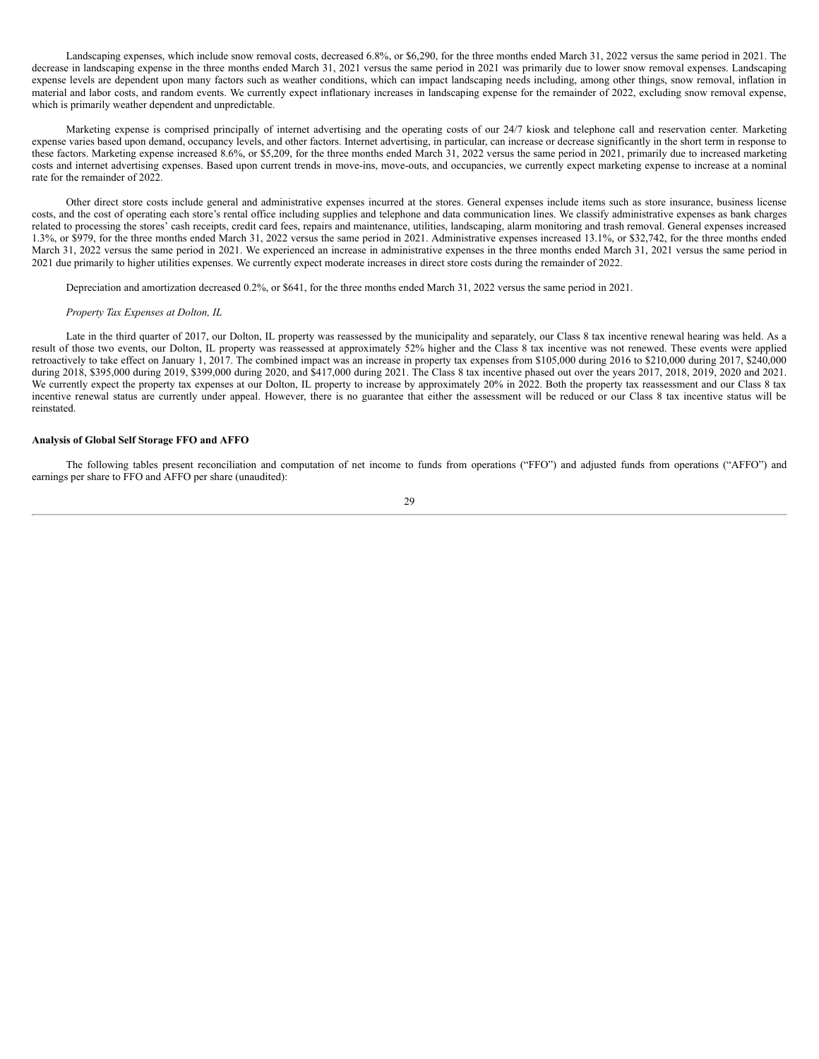Landscaping expenses, which include snow removal costs, decreased 6.8%, or $6,290, for the three months ended March 31, 2022 versus the same period in 2021. The decrease in landscaping expense in the three months ended March 31, 2021 versus the same period in 2021 was primarily due to lower snow removal expenses. Landscaping expense levels are dependent upon many factors such as weather conditions, which can impact landscaping needs including, among other things, snow removal, inflation in material and labor costs, and random events. We currently expect inflationary increases in landscaping expense for the remainder of 2022, excluding snow removal expense, which is primarily weather dependent and unpredictable.

Marketing expense is comprised principally of internet advertising and the operating costs of our 24/7 kiosk and telephone call and reservation center. Marketing expense varies based upon demand, occupancy levels, and other factors. Internet advertising, in particular, can increase or decrease significantly in the short term in response to these factors. Marketing expense increased 8.6%, or $5,209, for the three months ended March 31, 2022 versus the same period in 2021, primarily due to increased marketing costs and internet advertising expenses. Based upon current trends in move-ins, move-outs, and occupancies, we currently expect marketing expense to increase at a nominal rate for the remainder of 2022.

Other direct store costs include general and administrative expenses incurred at the stores. General expenses include items such as store insurance, business license costs, and the cost of operating each store's rental office including supplies and telephone and data communication lines. We classify administrative expenses as bank charges related to processing the stores' cash receipts, credit card fees, repairs and maintenance, utilities, landscaping, alarm monitoring and trash removal. General expenses increased 1.3%, or $979, for the three months ended March 31, 2022 versus the same period in 2021. Administrative expenses increased 13.1%, or $32,742, for the three months ended March 31, 2022 versus the same period in 2021. We experienced an increase in administrative expenses in the three months ended March 31, 2021 versus the same period in 2021 due primarily to higher utilities expenses. We currently expect moderate increases in direct store costs during the remainder of 2022.

Depreciation and amortization decreased 0.2%, or $641, for the three months ended March 31, 2022 versus the same period in 2021.

*Property Tax Expenses at Dolton, IL*

Late in the third quarter of 2017, our Dolton, IL property was reassessed by the municipality and separately, our Class 8 tax incentive renewal hearing was held. As a result of those two events, our Dolton, IL property was reassessed at approximately 52% higher and the Class 8 tax incentive was not renewed. These events were applied retroactively to take effect on January 1, 2017. The combined impact was an increase in property tax expenses from $105,000 during 2016 to $210,000 during 2017, $240,000 during 2018, $395,000 during 2019, $399,000 during 2020, and $417,000 during 2021. The Class 8 tax incentive phased out over the years 2017, 2018, 2019, 2020 and 2021. We currently expect the property tax expenses at our Dolton, IL property to increase by approximately 20% in 2022. Both the property tax reassessment and our Class 8 tax incentive renewal status are currently under appeal. However, there is no guarantee that either the assessment will be reduced or our Class 8 tax incentive status will be reinstated.

**Analysis of Global Self Storage FFO and AFFO**

The following tables present reconciliation and computation of net income to funds from operations ("FFO") and adjusted funds from operations ("AFFO") and earnings per share to FFO and AFFO per share (unaudited):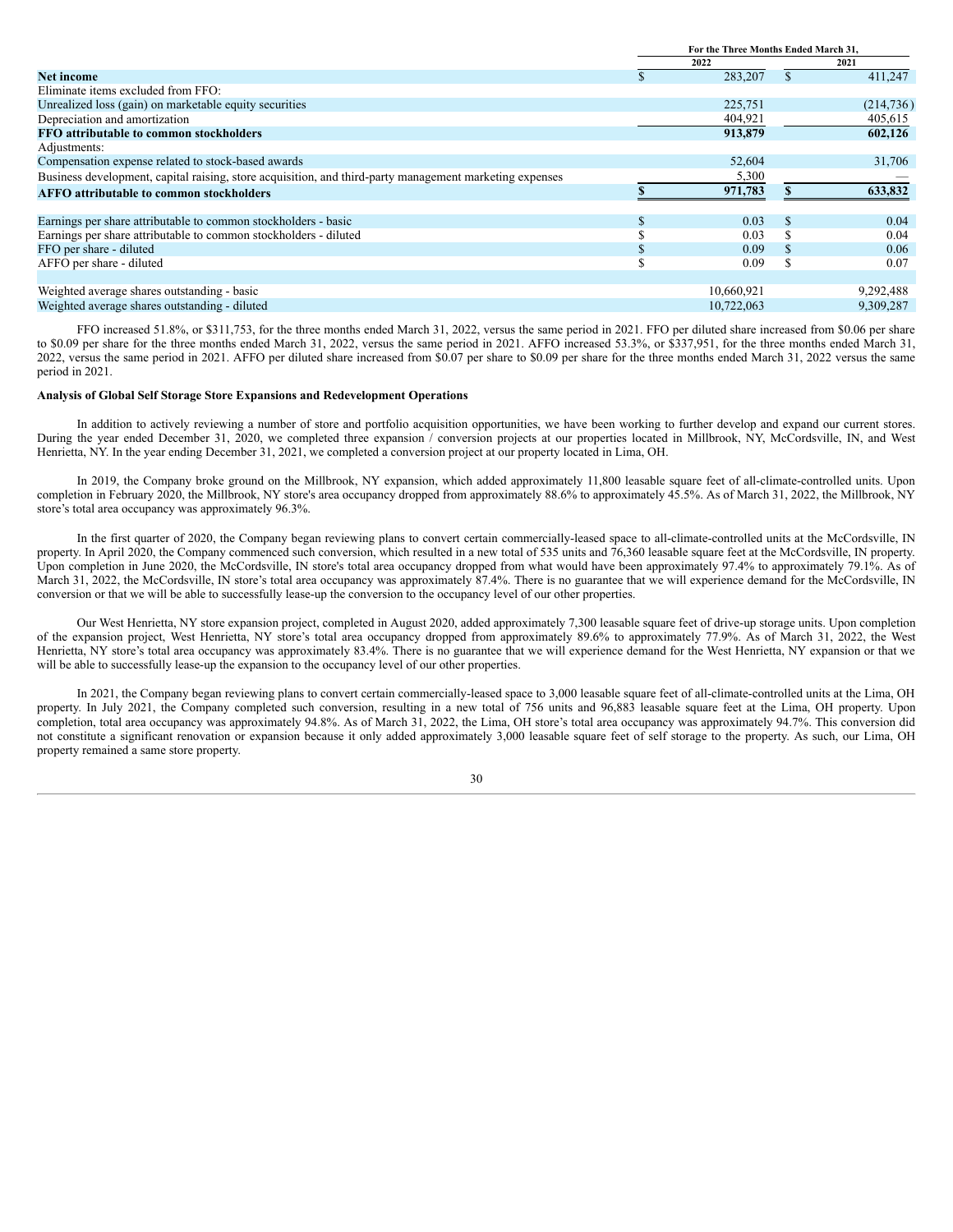| | For the Three Months Ended March 31, | |
|---|---|---|
| | 2022 | 2021 |
| **Net income** | $ 283,207 | $ 411,247 |
| Eliminate items excluded from FFO: | | |
| Unrealized loss (gain) on marketable equity securities | 225,751 | (214,736) |
| Depreciation and amortization | 404,921 | 405,615 |
| **FFO attributable to common stockholders** | **913,879** | **602,126** |
| Adjustments: | | |
| Compensation expense related to stock-based awards | 52,604 | 31,706 |
| Business development, capital raising, store acquisition, and third-party management marketing expenses | 5,300 | — |
| **AFFO attributable to common stockholders** | **$ 971,783** | **$ 633,832** |
| | | |
| Earnings per share attributable to common stockholders - basic | $ 0.03 | $ 0.04 |
| Earnings per share attributable to common stockholders - diluted | $ 0.03 | $ 0.04 |
| FFO per share - diluted | $ 0.09 | $ 0.06 |
| AFFO per share - diluted | $ 0.09 | $ 0.07 |
| | | |
| Weighted average shares outstanding - basic | 10,660,921 | 9,292,488 |
| Weighted average shares outstanding - diluted | 10,722,063 | 9,309,287 |

FFO increased 51.8%, or $311,753, for the three months ended March 31, 2022, versus the same period in 2021. FFO per diluted share increased from $0.06 per share to $0.09 per share for the three months ended March 31, 2022, versus the same period in 2021. AFFO increased 53.3%, or $337,951, for the three months ended March 31, 2022, versus the same period in 2021. AFFO per diluted share increased from $0.07 per share to $0.09 per share for the three months ended March 31, 2022 versus the same period in 2021.

**Analysis of Global Self Storage Store Expansions and Redevelopment Operations**

In addition to actively reviewing a number of store and portfolio acquisition opportunities, we have been working to further develop and expand our current stores. During the year ended December 31, 2020, we completed three expansion / conversion projects at our properties located in Millbrook, NY, McCordsville, IN, and West Henrietta, NY. In the year ending December 31, 2021, we completed a conversion project at our property located in Lima, OH.

In 2019, the Company broke ground on the Millbrook, NY expansion, which added approximately 11,800 leasable square feet of all-climate-controlled units. Upon completion in February 2020, the Millbrook, NY store's area occupancy dropped from approximately 88.6% to approximately 45.5%. As of March 31, 2022, the Millbrook, NY store's total area occupancy was approximately 96.3%.

In the first quarter of 2020, the Company began reviewing plans to convert certain commercially-leased space to all-climate-controlled units at the McCordsville, IN property. In April 2020, the Company commenced such conversion, which resulted in a new total of 535 units and 76,360 leasable square feet at the McCordsville, IN property. Upon completion in June 2020, the McCordsville, IN store's total area occupancy dropped from what would have been approximately 97.4% to approximately 79.1%. As of March 31, 2022, the McCordsville, IN store's total area occupancy was approximately 87.4%. There is no guarantee that we will experience demand for the McCordsville, IN conversion or that we will be able to successfully lease-up the conversion to the occupancy level of our other properties.

Our West Henrietta, NY store expansion project, completed in August 2020, added approximately 7,300 leasable square feet of drive-up storage units. Upon completion of the expansion project, West Henrietta, NY store's total area occupancy dropped from approximately 89.6% to approximately 77.9%. As of March 31, 2022, the West Henrietta, NY store's total area occupancy was approximately 83.4%. There is no guarantee that we will experience demand for the West Henrietta, NY expansion or that we will be able to successfully lease-up the expansion to the occupancy level of our other properties.

In 2021, the Company began reviewing plans to convert certain commercially-leased space to 3,000 leasable square feet of all-climate-controlled units at the Lima, OH property. In July 2021, the Company completed such conversion, resulting in a new total of 756 units and 96,883 leasable square feet at the Lima, OH property. Upon completion, total area occupancy was approximately 94.8%. As of March 31, 2022, the Lima, OH store's total area occupancy was approximately 94.7%. This conversion did not constitute a significant renovation or expansion because it only added approximately 3,000 leasable square feet of self storage to the property. As such, our Lima, OH property remained a same store property.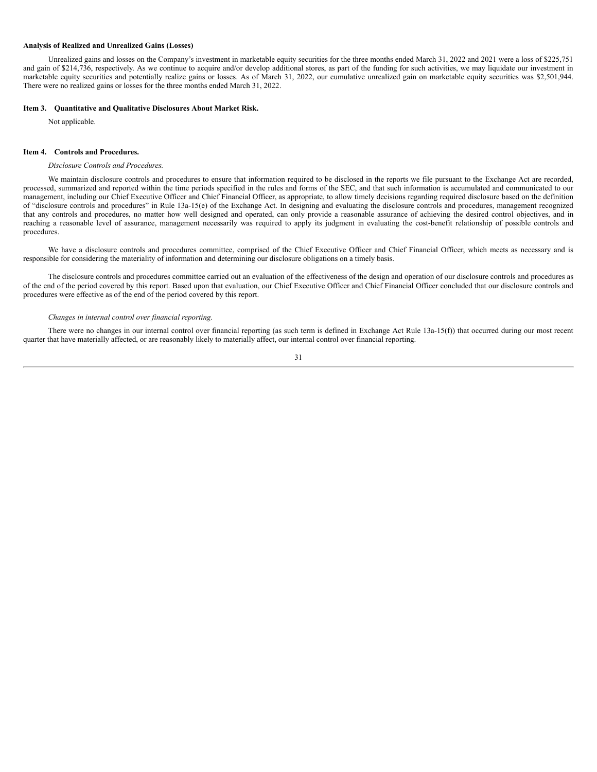**Analysis of Realized and Unrealized Gains (Losses)**

Unrealized gains and losses on the Company's investment in marketable equity securities for the three months ended March 31, 2022 and 2021 were a loss of $225,751 and gain of $214,736, respectively. As we continue to acquire and/or develop additional stores, as part of the funding for such activities, we may liquidate our investment in marketable equity securities and potentially realize gains or losses. As of March 31, 2022, our cumulative unrealized gain on marketable equity securities was $2,501,944. There were no realized gains or losses for the three months ended March 31, 2022.

**Item 3. Quantitative and Qualitative Disclosures About Market Risk.**

Not applicable.

**Item 4. Controls and Procedures.**

*Disclosure Controls and Procedures.*

We maintain disclosure controls and procedures to ensure that information required to be disclosed in the reports we file pursuant to the Exchange Act are recorded, processed, summarized and reported within the time periods specified in the rules and forms of the SEC, and that such information is accumulated and communicated to our management, including our Chief Executive Officer and Chief Financial Officer, as appropriate, to allow timely decisions regarding required disclosure based on the definition of "disclosure controls and procedures" in Rule 13a-15(e) of the Exchange Act. In designing and evaluating the disclosure controls and procedures, management recognized that any controls and procedures, no matter how well designed and operated, can only provide a reasonable assurance of achieving the desired control objectives, and in reaching a reasonable level of assurance, management necessarily was required to apply its judgment in evaluating the cost-benefit relationship of possible controls and procedures.

We have a disclosure controls and procedures committee, comprised of the Chief Executive Officer and Chief Financial Officer, which meets as necessary and is responsible for considering the materiality of information and determining our disclosure obligations on a timely basis.

The disclosure controls and procedures committee carried out an evaluation of the effectiveness of the design and operation of our disclosure controls and procedures as of the end of the period covered by this report. Based upon that evaluation, our Chief Executive Officer and Chief Financial Officer concluded that our disclosure controls and procedures were effective as of the end of the period covered by this report.

*Changes in internal control over financial reporting.*

There were no changes in our internal control over financial reporting (as such term is defined in Exchange Act Rule 13a-15(f)) that occurred during our most recent quarter that have materially affected, or are reasonably likely to materially affect, our internal control over financial reporting.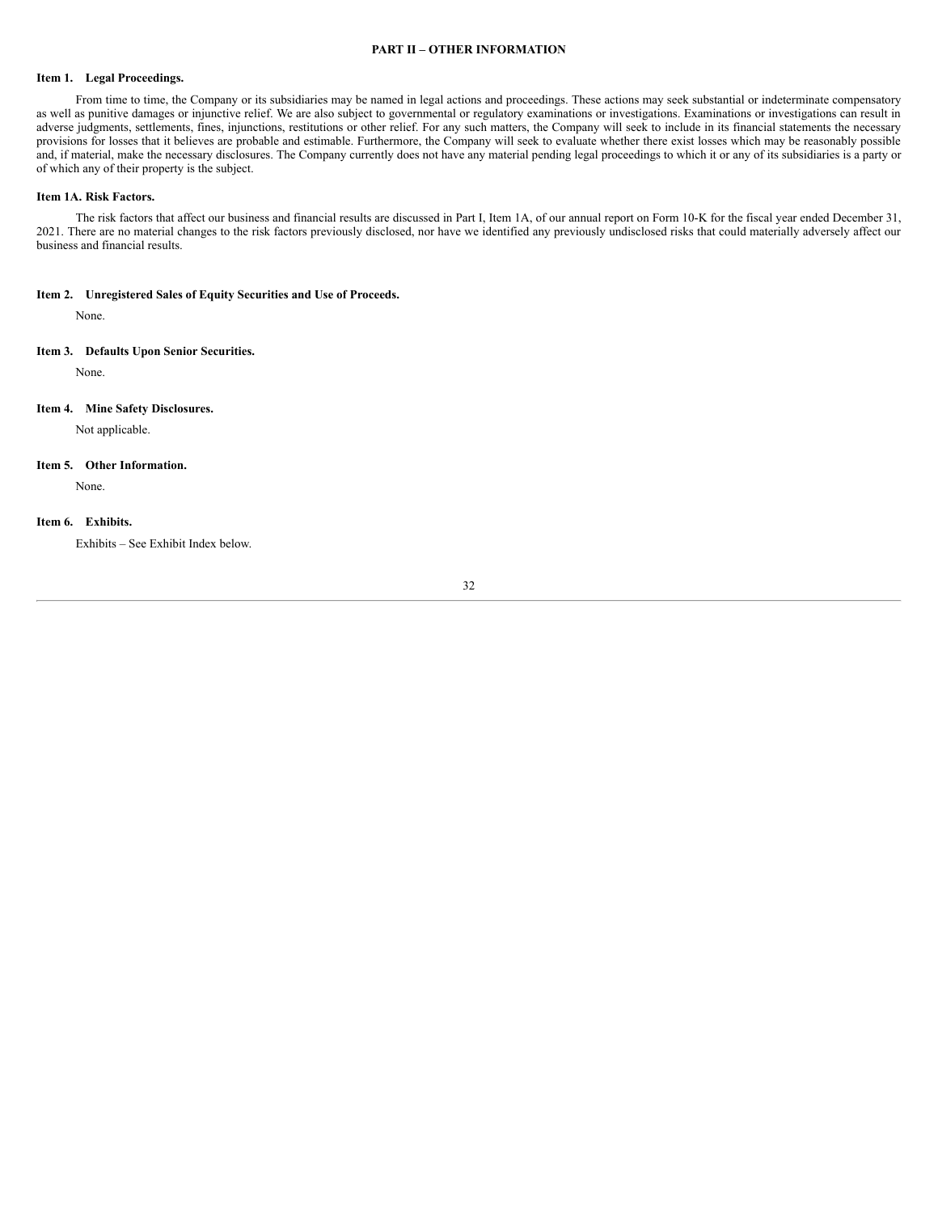# PART II – OTHER INFORMATION

## Item 1. Legal Proceedings.

From time to time, the Company or its subsidiaries may be named in legal actions and proceedings. These actions may seek substantial or indeterminate compensatory as well as punitive damages or injunctive relief. We are also subject to governmental or regulatory examinations or investigations. Examinations or investigations can result in adverse judgments, settlements, fines, injunctions, restitutions or other relief. For any such matters, the Company will seek to include in its financial statements the necessary provisions for losses that it believes are probable and estimable. Furthermore, the Company will seek to evaluate whether there exist losses which may be reasonably possible and, if material, make the necessary disclosures. The Company currently does not have any material pending legal proceedings to which it or any of its subsidiaries is a party or of which any of their property is the subject.

## Item 1A. Risk Factors.

The risk factors that affect our business and financial results are discussed in Part I, Item 1A, of our annual report on Form 10-K for the fiscal year ended December 31, 2021. There are no material changes to the risk factors previously disclosed, nor have we identified any previously undisclosed risks that could materially adversely affect our business and financial results.

## Item 2. Unregistered Sales of Equity Securities and Use of Proceeds.

None.

## Item 3. Defaults Upon Senior Securities.

None.

## Item 4. Mine Safety Disclosures.

Not applicable.

## Item 5. Other Information.

None.

## Item 6. Exhibits.

Exhibits – See Exhibit Index below.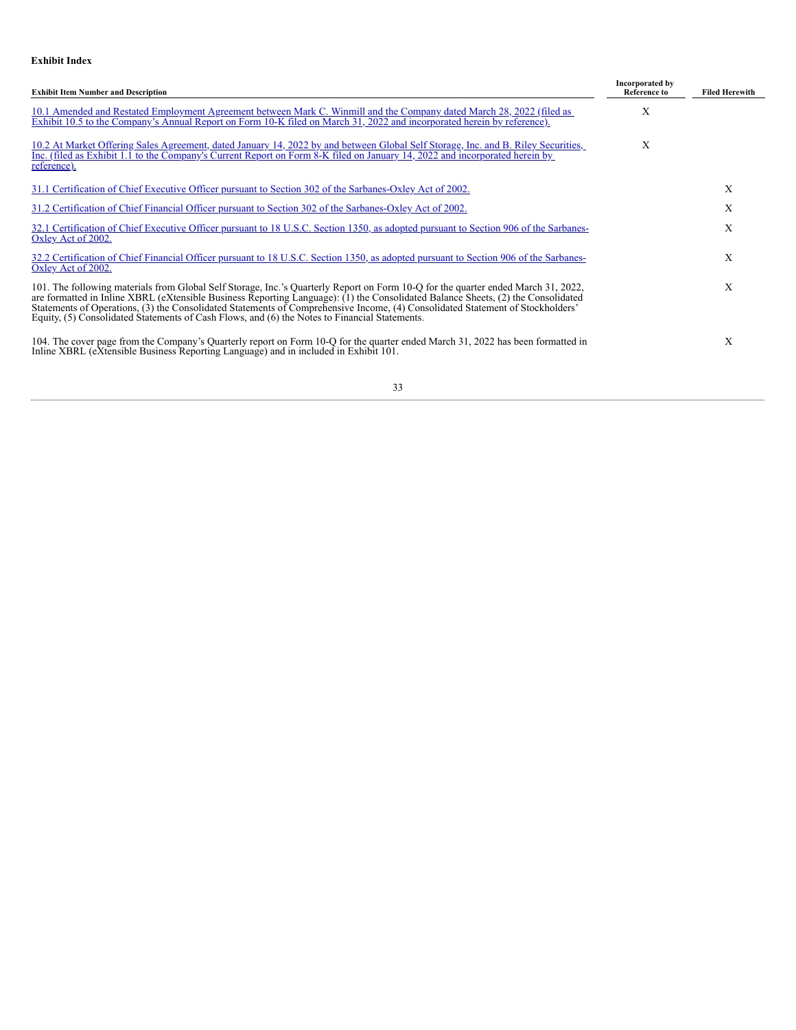**Exhibit Index**

| Exhibit Item Number and Description | Incorporated by Reference to | Filed Herewith |
| --- | --- | --- |
| 10.1 Amended and Restated Employment Agreement between Mark C. Winmill and the Company dated March 28, 2022 (filed as Exhibit 10.5 to the Company's Annual Report on Form 10-K filed on March 31, 2022 and incorporated herein by reference). | X | |
| 10.2 At Market Offering Sales Agreement, dated January 14, 2022 by and between Global Self Storage, Inc. and B. Riley Securities, Inc. (filed as Exhibit 1.1 to the Company's Current Report on Form 8-K filed on January 14, 2022 and incorporated herein by reference). | X | |
| 31.1 Certification of Chief Executive Officer pursuant to Section 302 of the Sarbanes-Oxley Act of 2002. | | X |
| 31.2 Certification of Chief Financial Officer pursuant to Section 302 of the Sarbanes-Oxley Act of 2002. | | X |
| 32.1 Certification of Chief Executive Officer pursuant to 18 U.S.C. Section 1350, as adopted pursuant to Section 906 of the Sarbanes-Oxley Act of 2002. | | X |
| 32.2 Certification of Chief Financial Officer pursuant to 18 U.S.C. Section 1350, as adopted pursuant to Section 906 of the Sarbanes-Oxley Act of 2002. | | X |
| 101. The following materials from Global Self Storage, Inc.'s Quarterly Report on Form 10-Q for the quarter ended March 31, 2022, are formatted in Inline XBRL (eXtensible Business Reporting Language): (1) the Consolidated Balance Sheets, (2) the Consolidated Statements of Operations, (3) the Consolidated Statements of Comprehensive Income, (4) Consolidated Statement of Stockholders' Equity, (5) Consolidated Statements of Cash Flows, and (6) the Notes to Financial Statements. | | X |
| 104. The cover page from the Company's Quarterly report on Form 10-Q for the quarter ended March 31, 2022 has been formatted in Inline XBRL (eXtensible Business Reporting Language) and in included in Exhibit 101. | | X |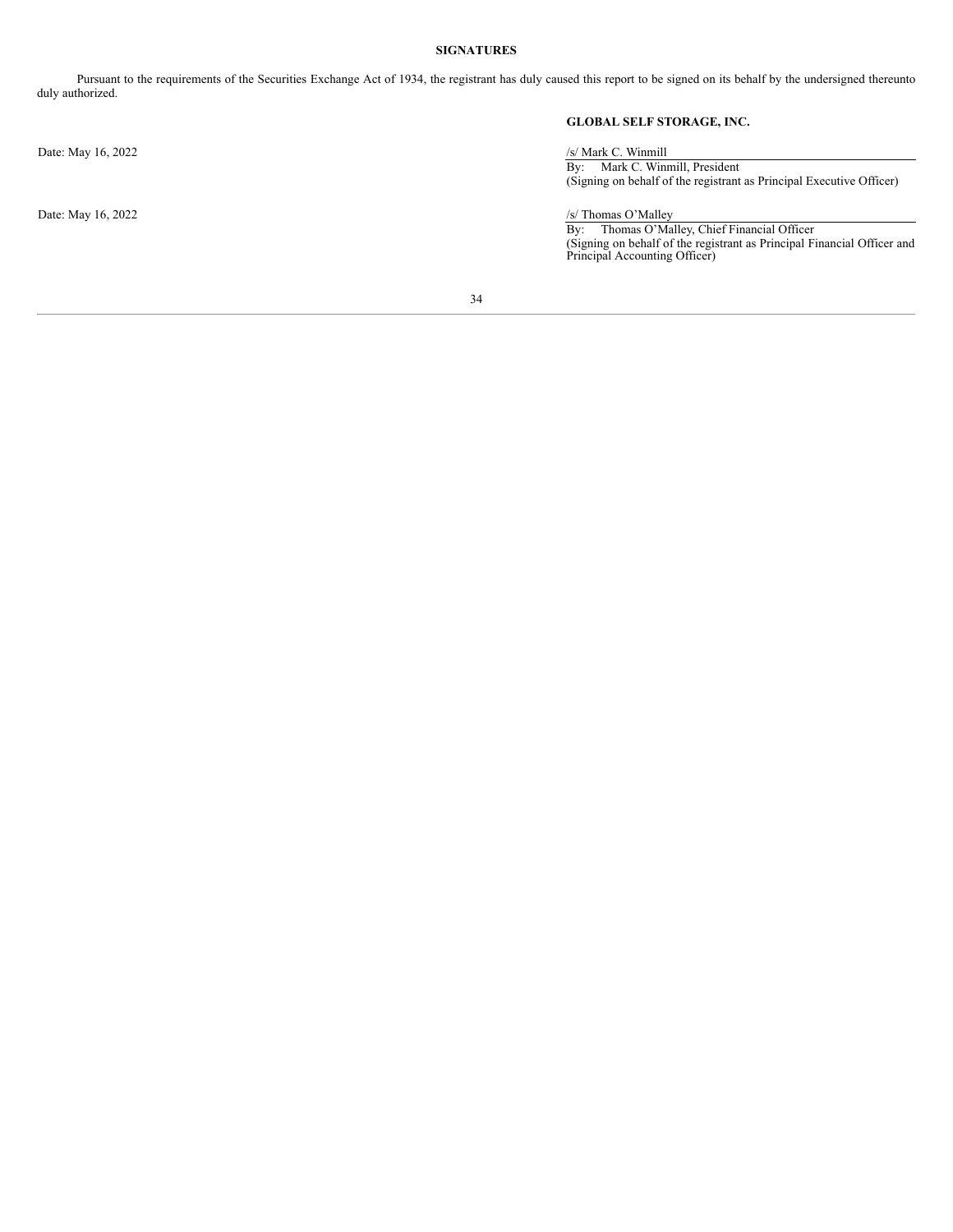**SIGNATURES**

Pursuant to the requirements of the Securities Exchange Act of 1934, the registrant has duly caused this report to be signed on its behalf by the undersigned thereunto duly authorized.

**GLOBAL SELF STORAGE, INC.**

Date: May 16, 2022

/s/ Mark C. Winmill
By: Mark C. Winmill, President
(Signing on behalf of the registrant as Principal Executive Officer)

Date: May 16, 2022

/s/ Thomas O'Malley
By: Thomas O'Malley, Chief Financial Officer
(Signing on behalf of the registrant as Principal Financial Officer and Principal Accounting Officer)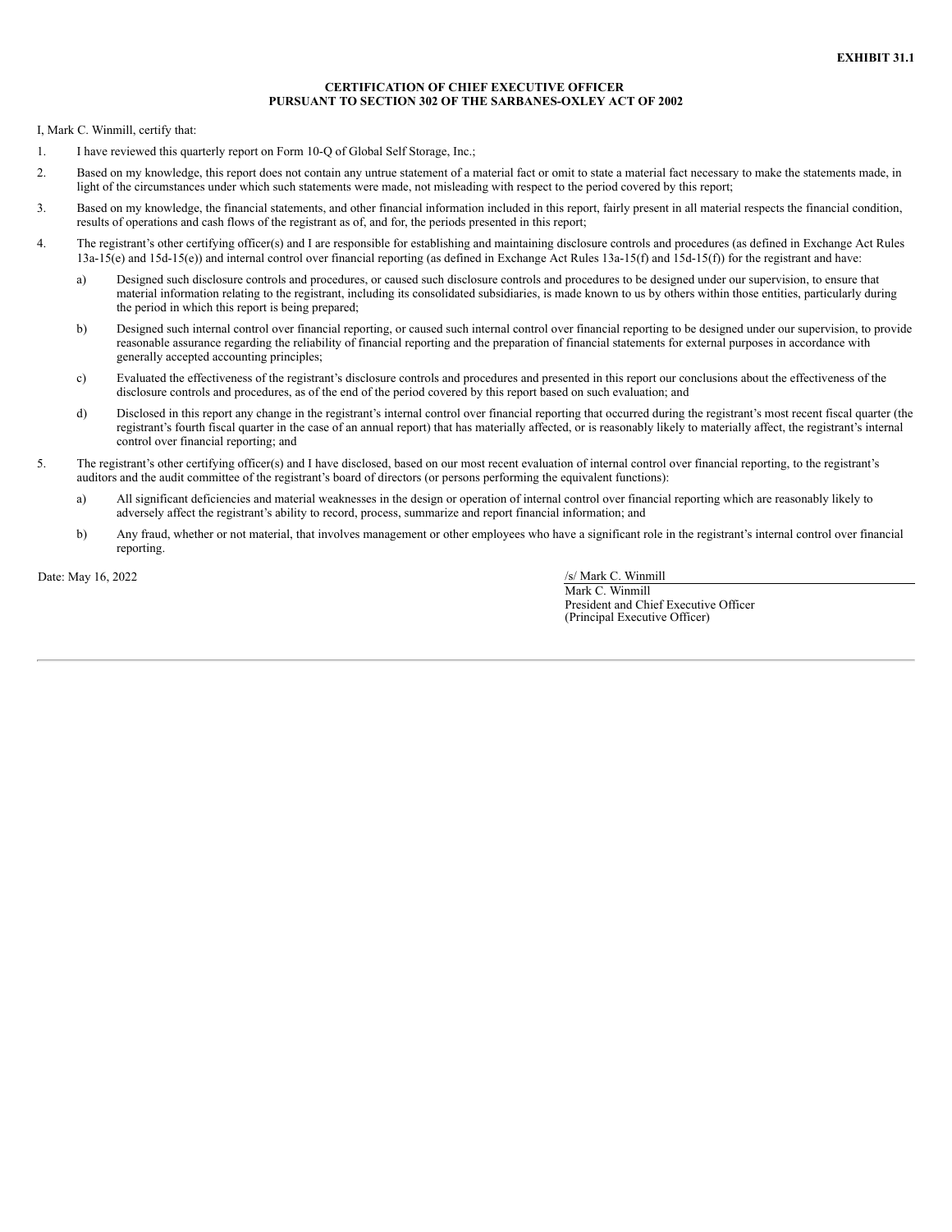**EXHIBIT 31.1**

**CERTIFICATION OF CHIEF EXECUTIVE OFFICER**
**PURSUANT TO SECTION 302 OF THE SARBANES-OXLEY ACT OF 2002**

I, Mark C. Winmill, certify that:

1. I have reviewed this quarterly report on Form 10-Q of Global Self Storage, Inc.;
2. Based on my knowledge, this report does not contain any untrue statement of a material fact or omit to state a material fact necessary to make the statements made, in light of the circumstances under which such statements were made, not misleading with respect to the period covered by this report;
3. Based on my knowledge, the financial statements, and other financial information included in this report, fairly present in all material respects the financial condition, results of operations and cash flows of the registrant as of, and for, the periods presented in this report;
4. The registrant's other certifying officer(s) and I are responsible for establishing and maintaining disclosure controls and procedures (as defined in Exchange Act Rules 13a-15(e) and 15d-15(e)) and internal control over financial reporting (as defined in Exchange Act Rules 13a-15(f) and 15d-15(f)) for the registrant and have:
   a) Designed such disclosure controls and procedures, or caused such disclosure controls and procedures to be designed under our supervision, to ensure that material information relating to the registrant, including its consolidated subsidiaries, is made known to us by others within those entities, particularly during the period in which this report is being prepared;
   b) Designed such internal control over financial reporting, or caused such internal control over financial reporting to be designed under our supervision, to provide reasonable assurance regarding the reliability of financial reporting and the preparation of financial statements for external purposes in accordance with generally accepted accounting principles;
   c) Evaluated the effectiveness of the registrant's disclosure controls and procedures and presented in this report our conclusions about the effectiveness of the disclosure controls and procedures, as of the end of the period covered by this report based on such evaluation; and
   d) Disclosed in this report any change in the registrant's internal control over financial reporting that occurred during the registrant's most recent fiscal quarter (the registrant's fourth fiscal quarter in the case of an annual report) that has materially affected, or is reasonably likely to materially affect, the registrant's internal control over financial reporting; and
5. The registrant's other certifying officer(s) and I have disclosed, based on our most recent evaluation of internal control over financial reporting, to the registrant's auditors and the audit committee of the registrant's board of directors (or persons performing the equivalent functions):
   a) All significant deficiencies and material weaknesses in the design or operation of internal control over financial reporting which are reasonably likely to adversely affect the registrant's ability to record, process, summarize and report financial information; and
   b) Any fraud, whether or not material, that involves management or other employees who have a significant role in the registrant's internal control over financial reporting.

Date: May 16, 2022

/s/ Mark C. Winmill
Mark C. Winmill
President and Chief Executive Officer
(Principal Executive Officer)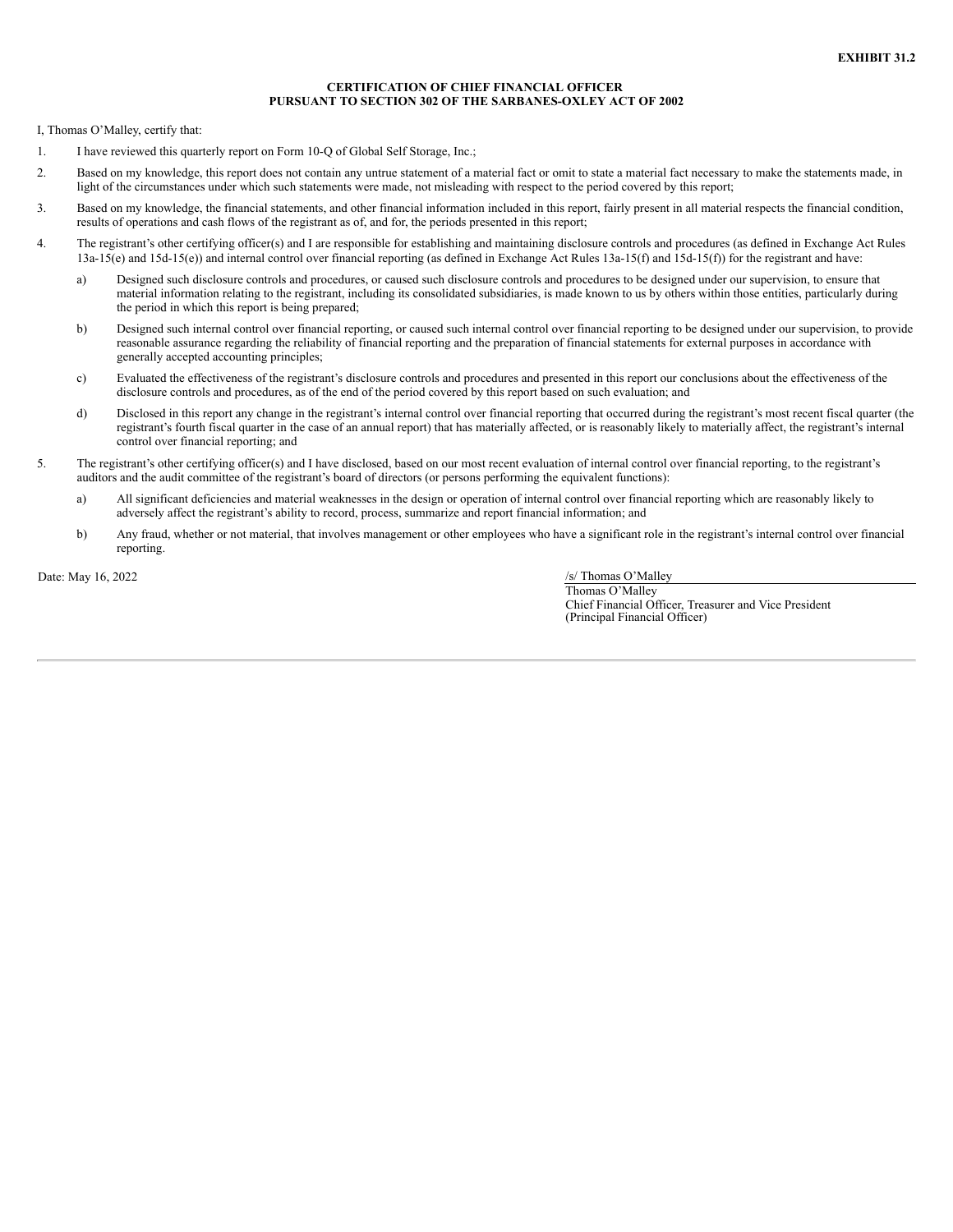**EXHIBIT 31.2**

**CERTIFICATION OF CHIEF FINANCIAL OFFICER**
**PURSUANT TO SECTION 302 OF THE SARBANES-OXLEY ACT OF 2002**

I, Thomas O'Malley, certify that:

1. I have reviewed this quarterly report on Form 10-Q of Global Self Storage, Inc.;
2. Based on my knowledge, this report does not contain any untrue statement of a material fact or omit to state a material fact necessary to make the statements made, in light of the circumstances under which such statements were made, not misleading with respect to the period covered by this report;
3. Based on my knowledge, the financial statements, and other financial information included in this report, fairly present in all material respects the financial condition, results of operations and cash flows of the registrant as of, and for, the periods presented in this report;
4. The registrant's other certifying officer(s) and I are responsible for establishing and maintaining disclosure controls and procedures (as defined in Exchange Act Rules 13a-15(e) and 15d-15(e)) and internal control over financial reporting (as defined in Exchange Act Rules 13a-15(f) and 15d-15(f)) for the registrant and have:
   a) Designed such disclosure controls and procedures, or caused such disclosure controls and procedures to be designed under our supervision, to ensure that material information relating to the registrant, including its consolidated subsidiaries, is made known to us by others within those entities, particularly during the period in which this report is being prepared;
   b) Designed such internal control over financial reporting, or caused such internal control over financial reporting to be designed under our supervision, to provide reasonable assurance regarding the reliability of financial reporting and the preparation of financial statements for external purposes in accordance with generally accepted accounting principles;
   c) Evaluated the effectiveness of the registrant's disclosure controls and procedures and presented in this report our conclusions about the effectiveness of the disclosure controls and procedures, as of the end of the period covered by this report based on such evaluation; and
   d) Disclosed in this report any change in the registrant's internal control over financial reporting that occurred during the registrant's most recent fiscal quarter (the registrant's fourth fiscal quarter in the case of an annual report) that has materially affected, or is reasonably likely to materially affect, the registrant's internal control over financial reporting; and
5. The registrant's other certifying officer(s) and I have disclosed, based on our most recent evaluation of internal control over financial reporting, to the registrant's auditors and the audit committee of the registrant's board of directors (or persons performing the equivalent functions):
   a) All significant deficiencies and material weaknesses in the design or operation of internal control over financial reporting which are reasonably likely to adversely affect the registrant's ability to record, process, summarize and report financial information; and
   b) Any fraud, whether or not material, that involves management or other employees who have a significant role in the registrant's internal control over financial reporting.

Date: May 16, 2022

/s/ Thomas O'Malley
Thomas O'Malley
Chief Financial Officer, Treasurer and Vice President
(Principal Financial Officer)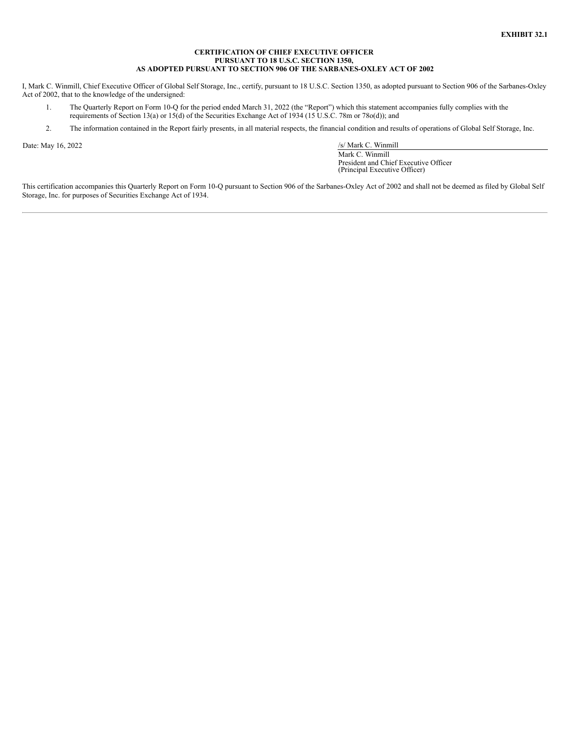**EXHIBIT 32.1**

**CERTIFICATION OF CHIEF EXECUTIVE OFFICER**
**PURSUANT TO 18 U.S.C. SECTION 1350,**
**AS ADOPTED PURSUANT TO SECTION 906 OF THE SARBANES-OXLEY ACT OF 2002**

I, Mark C. Winmill, Chief Executive Officer of Global Self Storage, Inc., certify, pursuant to 18 U.S.C. Section 1350, as adopted pursuant to Section 906 of the Sarbanes-Oxley Act of 2002, that to the knowledge of the undersigned:

1. The Quarterly Report on Form 10-Q for the period ended March 31, 2022 (the "Report") which this statement accompanies fully complies with the requirements of Section 13(a) or 15(d) of the Securities Exchange Act of 1934 (15 U.S.C. 78m or 78o(d)); and
2. The information contained in the Report fairly presents, in all material respects, the financial condition and results of operations of Global Self Storage, Inc.

Date: May 16, 2022

/s/ Mark C. Winmill
Mark C. Winmill
President and Chief Executive Officer
(Principal Executive Officer)

This certification accompanies this Quarterly Report on Form 10-Q pursuant to Section 906 of the Sarbanes-Oxley Act of 2002 and shall not be deemed as filed by Global Self Storage, Inc. for purposes of Securities Exchange Act of 1934.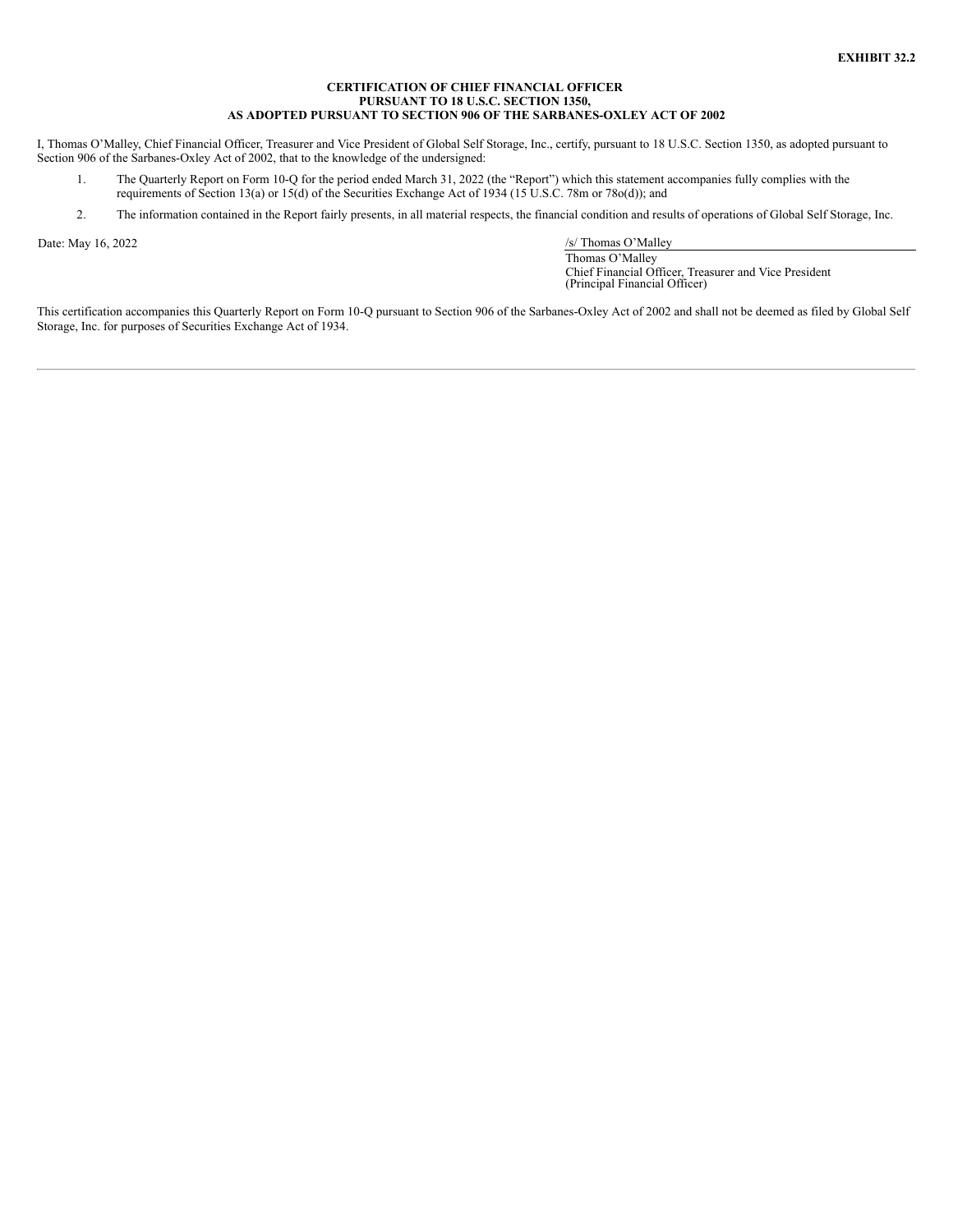**EXHIBIT 32.2**

**CERTIFICATION OF CHIEF FINANCIAL OFFICER**
**PURSUANT TO 18 U.S.C. SECTION 1350,**
**AS ADOPTED PURSUANT TO SECTION 906 OF THE SARBANES-OXLEY ACT OF 2002**

I, Thomas O'Malley, Chief Financial Officer, Treasurer and Vice President of Global Self Storage, Inc., certify, pursuant to 18 U.S.C. Section 1350, as adopted pursuant to Section 906 of the Sarbanes-Oxley Act of 2002, that to the knowledge of the undersigned:

1. The Quarterly Report on Form 10-Q for the period ended March 31, 2022 (the "Report") which this statement accompanies fully complies with the requirements of Section 13(a) or 15(d) of the Securities Exchange Act of 1934 (15 U.S.C. 78m or 78o(d)); and
2. The information contained in the Report fairly presents, in all material respects, the financial condition and results of operations of Global Self Storage, Inc.

Date: May 16, 2022

/s/ Thomas O'Malley
Thomas O'Malley
Chief Financial Officer, Treasurer and Vice President
(Principal Financial Officer)

This certification accompanies this Quarterly Report on Form 10-Q pursuant to Section 906 of the Sarbanes-Oxley Act of 2002 and shall not be deemed as filed by Global Self Storage, Inc. for purposes of Securities Exchange Act of 1934.